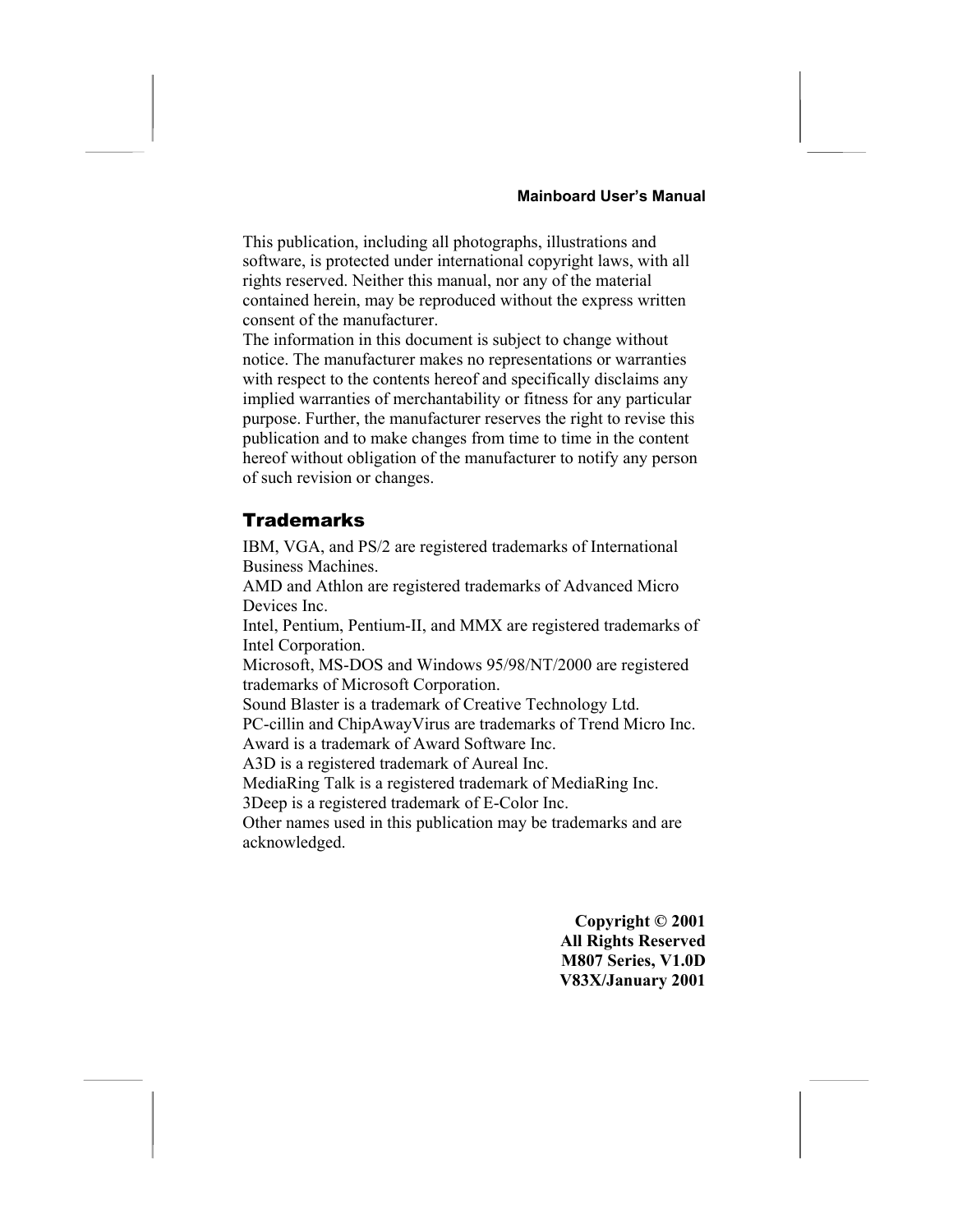This publication, including all photographs, illustrations and software, is protected under international copyright laws, with all rights reserved. Neither this manual, nor any of the material contained herein, may be reproduced without the express written consent of the manufacturer.
The information in this document is subject to change without notice. The manufacturer makes no representations or warranties with respect to the contents hereof and specifically disclaims any implied warranties of merchantability or fitness for any particular purpose. Further, the manufacturer reserves the right to revise this publication and to make changes from time to time in the content hereof without obligation of the manufacturer to notify any person of such revision or changes.

## Trademarks

IBM, VGA, and PS/2 are registered trademarks of International Business Machines.
AMD and Athlon are registered trademarks of Advanced Micro Devices Inc.
Intel, Pentium, Pentium-II, and MMX are registered trademarks of Intel Corporation.
Microsoft, MS-DOS and Windows 95/98/NT/2000 are registered trademarks of Microsoft Corporation.
Sound Blaster is a trademark of Creative Technology Ltd.
PC-cillin and ChipAwayVirus are trademarks of Trend Micro Inc.
Award is a trademark of Award Software Inc.
A3D is a registered trademark of Aureal Inc.
MediaRing Talk is a registered trademark of MediaRing Inc.
3Deep is a registered trademark of E-Color Inc.
Other names used in this publication may be trademarks and are acknowledged.

**Copyright © 2001**
**All Rights Reserved**
**M807 Series, V1.0D**
**V83X/January 2001**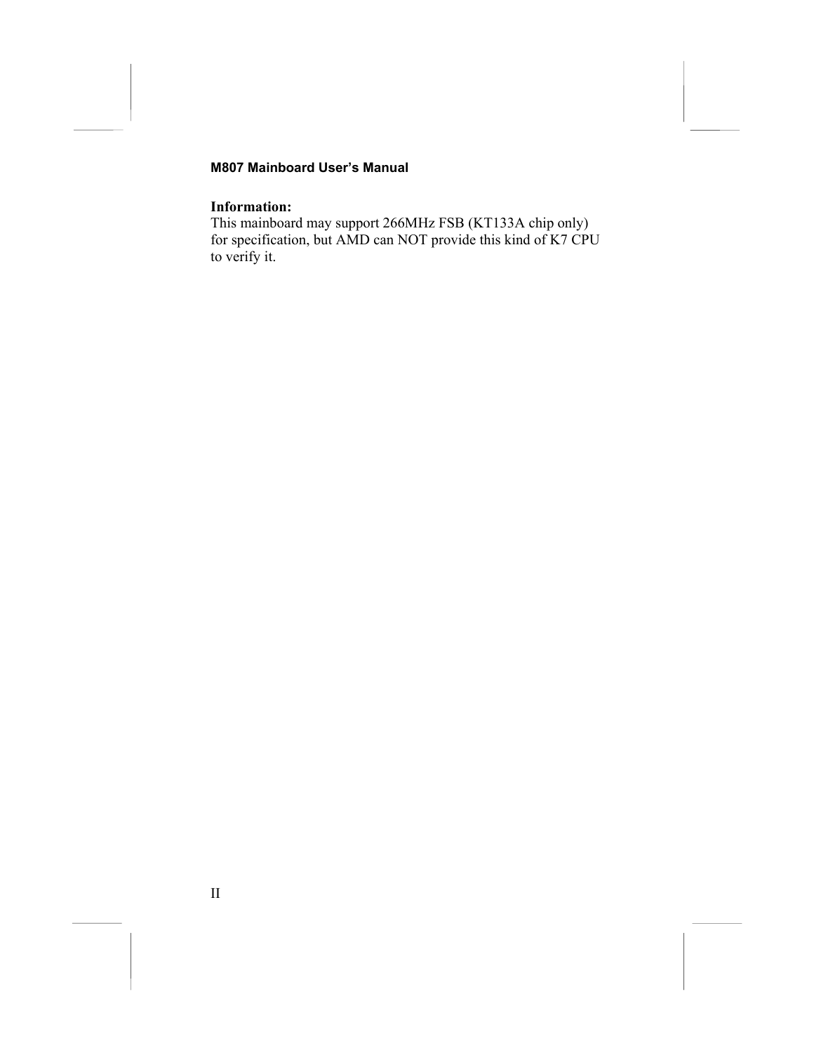**Information:**

This mainboard may support 266MHz FSB (KT133A chip only) for specification, but AMD can NOT provide this kind of K7 CPU to verify it.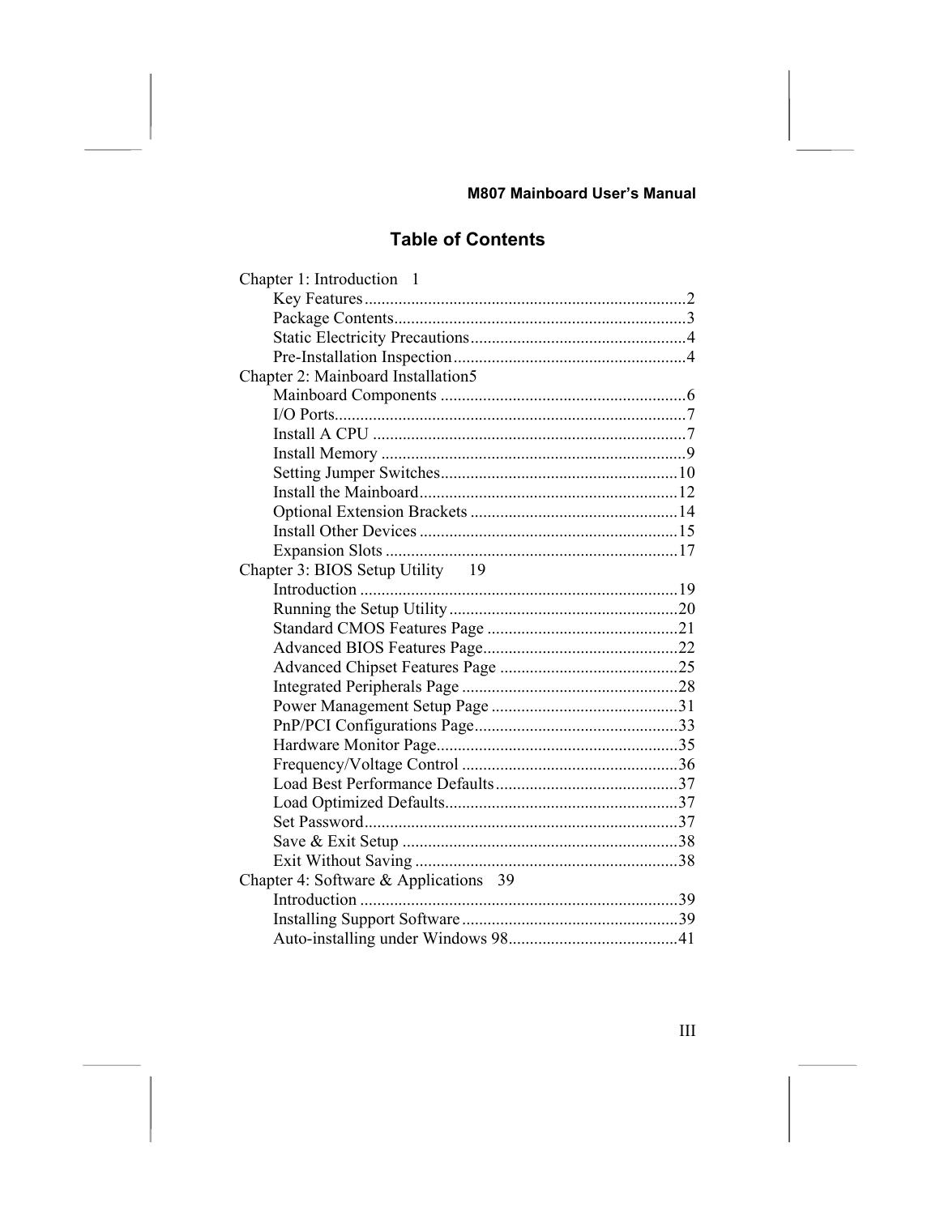# Table of Contents

Chapter 1: Introduction 1
- Key Features ........................................................................2
- Package Contents....................................................................3
- Static Electricity Precautions...................................................4
- Pre-Installation Inspection.......................................................4

Chapter 2: Mainboard Installation5
- Mainboard Components ..........................................................6
- I/O Ports..................................................................................7
- Install A CPU ..........................................................................7
- Install Memory .......................................................................9
- Setting Jumper Switches........................................................10
- Install the Mainboard.............................................................12
- Optional Extension Brackets .................................................14
- Install Other Devices .............................................................15
- Expansion Slots .....................................................................17

Chapter 3: BIOS Setup Utility 19
- Introduction ...........................................................................19
- Running the Setup Utility......................................................20
- Standard CMOS Features Page .............................................21
- Advanced BIOS Features Page..............................................22
- Advanced Chipset Features Page ..........................................25
- Integrated Peripherals Page ...................................................28
- Power Management Setup Page ............................................31
- PnP/PCI Configurations Page................................................33
- Hardware Monitor Page.........................................................35
- Frequency/Voltage Control ...................................................36
- Load Best Performance Defaults...........................................37
- Load Optimized Defaults.......................................................37
- Set Password..........................................................................37
- Save & Exit Setup .................................................................38
- Exit Without Saving ..............................................................38

Chapter 4: Software & Applications 39
- Introduction ...........................................................................39
- Installing Support Software...................................................39
- Auto-installing under Windows 98........................................41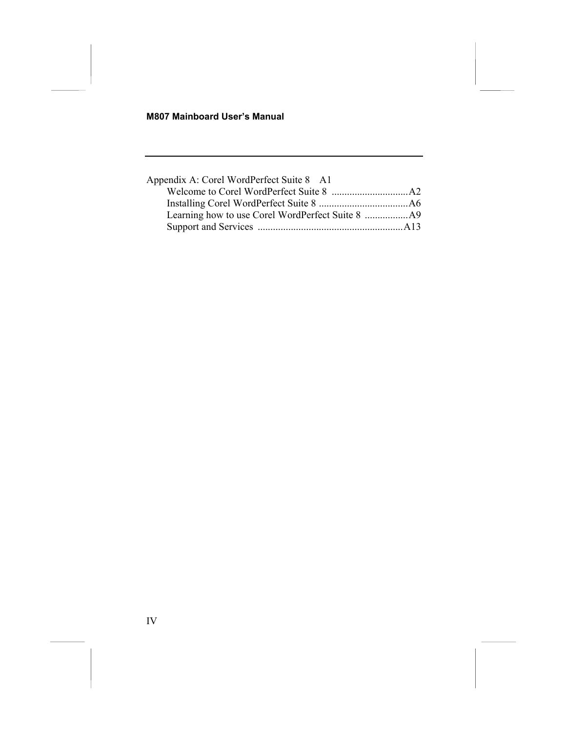Appendix A: Corel WordPerfect Suite 8 A1

- Welcome to Corel WordPerfect Suite 8 .............................. A2
- Installing Corel WordPerfect Suite 8 ................................... A6
- Learning how to use Corel WordPerfect Suite 8 ................. A9
- Support and Services ......................................................... A13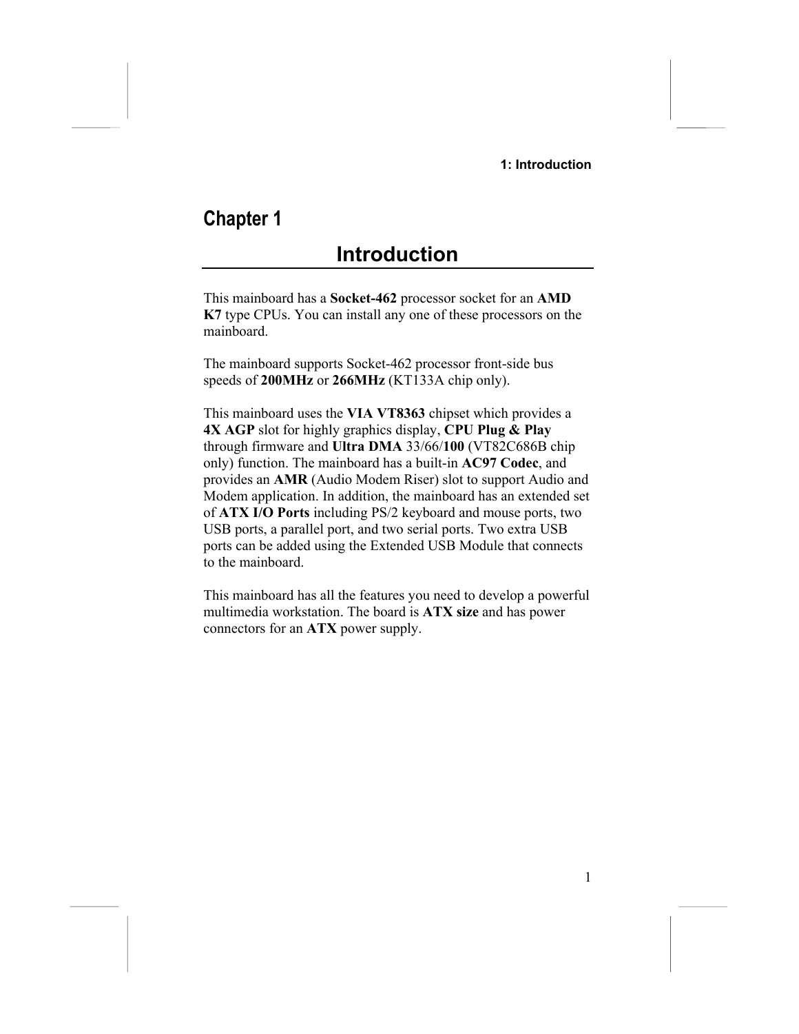# Chapter 1

## Introduction

This mainboard has a **Socket-462** processor socket for an **AMD K7** type CPUs. You can install any one of these processors on the mainboard.

The mainboard supports Socket-462 processor front-side bus speeds of **200MHz** or **266MHz** (KT133A chip only).

This mainboard uses the **VIA VT8363** chipset which provides a **4X AGP** slot for highly graphics display, **CPU Plug & Play** through firmware and **Ultra DMA** 33/66/**100** (VT82C686B chip only) function. The mainboard has a built-in **AC97 Codec**, and provides an **AMR** (Audio Modem Riser) slot to support Audio and Modem application. In addition, the mainboard has an extended set of **ATX I/O Ports** including PS/2 keyboard and mouse ports, two USB ports, a parallel port, and two serial ports. Two extra USB ports can be added using the Extended USB Module that connects to the mainboard.

This mainboard has all the features you need to develop a powerful multimedia workstation. The board is **ATX size** and has power connectors for an **ATX** power supply.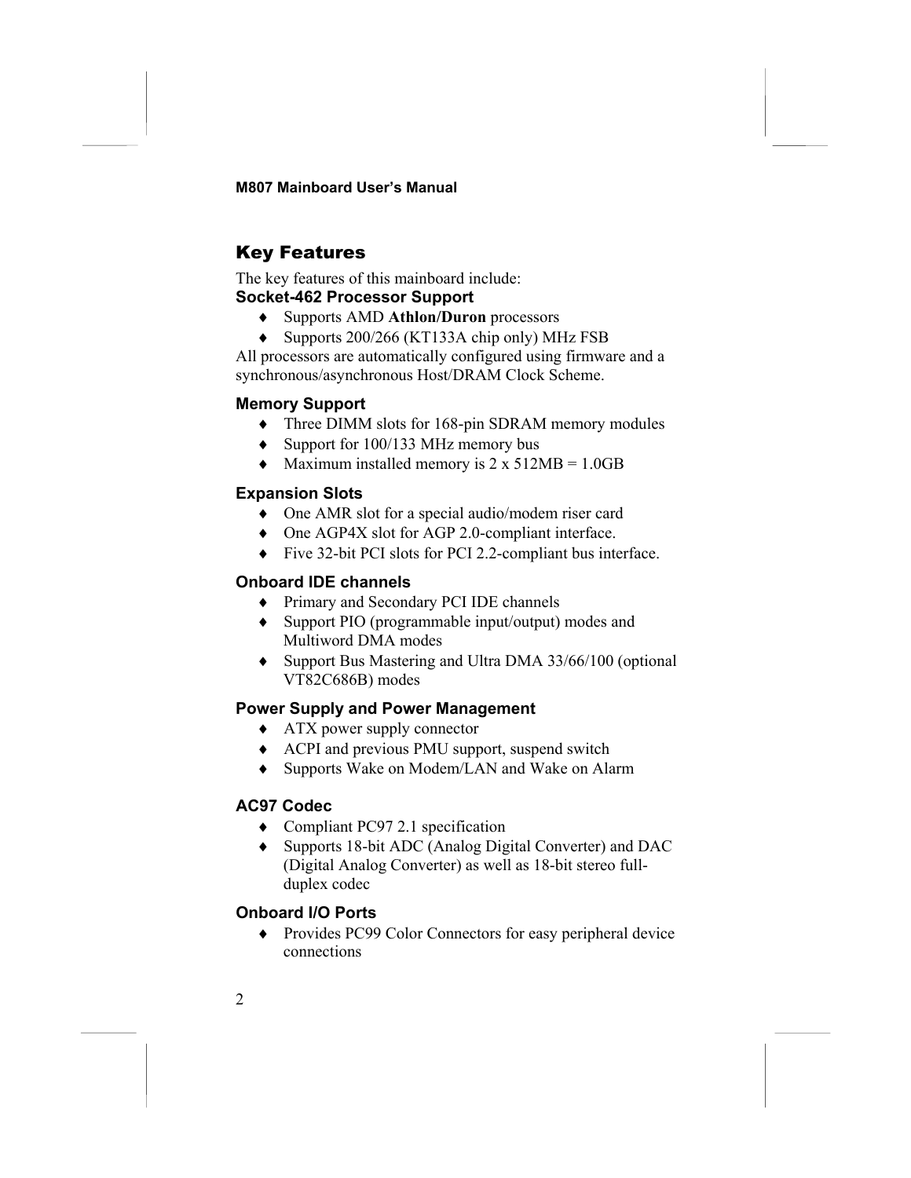## Key Features

The key features of this mainboard include:

### Socket-462 Processor Support

- Supports AMD **Athlon/Duron** processors
- Supports 200/266 (KT133A chip only) MHz FSB

All processors are automatically configured using firmware and a synchronous/asynchronous Host/DRAM Clock Scheme.

### Memory Support

- Three DIMM slots for 168-pin SDRAM memory modules
- Support for 100/133 MHz memory bus
- Maximum installed memory is 2 x 512MB = 1.0GB

### Expansion Slots

- One AMR slot for a special audio/modem riser card
- One AGP4X slot for AGP 2.0-compliant interface.
- Five 32-bit PCI slots for PCI 2.2-compliant bus interface.

### Onboard IDE channels

- Primary and Secondary PCI IDE channels
- Support PIO (programmable input/output) modes and Multiword DMA modes
- Support Bus Mastering and Ultra DMA 33/66/100 (optional VT82C686B) modes

### Power Supply and Power Management

- ATX power supply connector
- ACPI and previous PMU support, suspend switch
- Supports Wake on Modem/LAN and Wake on Alarm

### AC97 Codec

- Compliant PC97 2.1 specification
- Supports 18-bit ADC (Analog Digital Converter) and DAC (Digital Analog Converter) as well as 18-bit stereo full-duplex codec

### Onboard I/O Ports

- Provides PC99 Color Connectors for easy peripheral device connections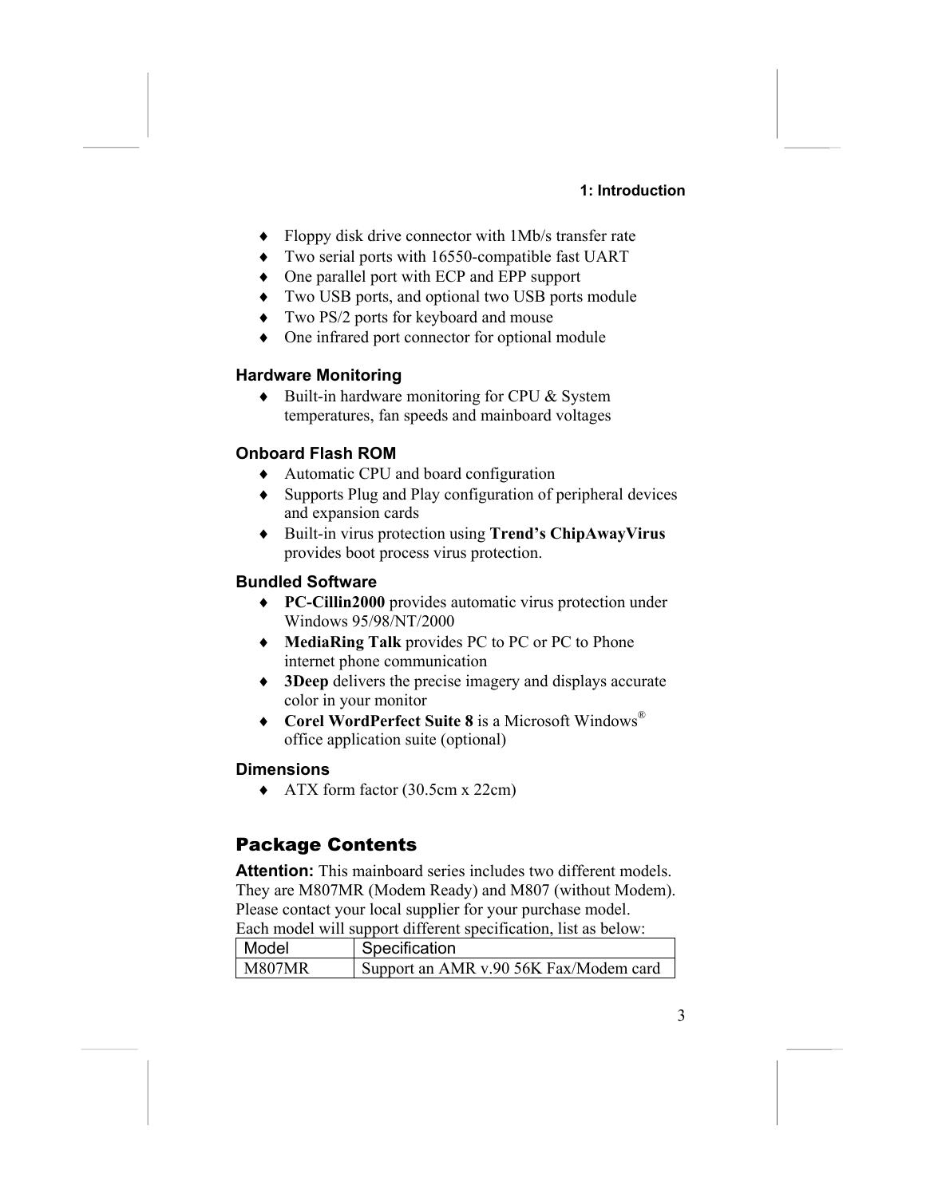- Floppy disk drive connector with 1Mb/s transfer rate
- Two serial ports with 16550-compatible fast UART
- One parallel port with ECP and EPP support
- Two USB ports, and optional two USB ports module
- Two PS/2 ports for keyboard and mouse
- One infrared port connector for optional module

### Hardware Monitoring

- Built-in hardware monitoring for CPU & System temperatures, fan speeds and mainboard voltages

### Onboard Flash ROM

- Automatic CPU and board configuration
- Supports Plug and Play configuration of peripheral devices and expansion cards
- Built-in virus protection using **Trend's ChipAwayVirus** provides boot process virus protection.

### Bundled Software

- **PC-Cillin2000** provides automatic virus protection under Windows 95/98/NT/2000
- **MediaRing Talk** provides PC to PC or PC to Phone internet phone communication
- **3Deep** delivers the precise imagery and displays accurate color in your monitor
- **Corel WordPerfect Suite 8** is a Microsoft Windows® office application suite (optional)

### Dimensions

- ATX form factor (30.5cm x 22cm)

## Package Contents

**Attention:** This mainboard series includes two different models. They are M807MR (Modem Ready) and M807 (without Modem). Please contact your local supplier for your purchase model. Each model will support different specification, list as below:

| Model | Specification |
|---|---|
| M807MR | Support an AMR v.90 56K Fax/Modem card |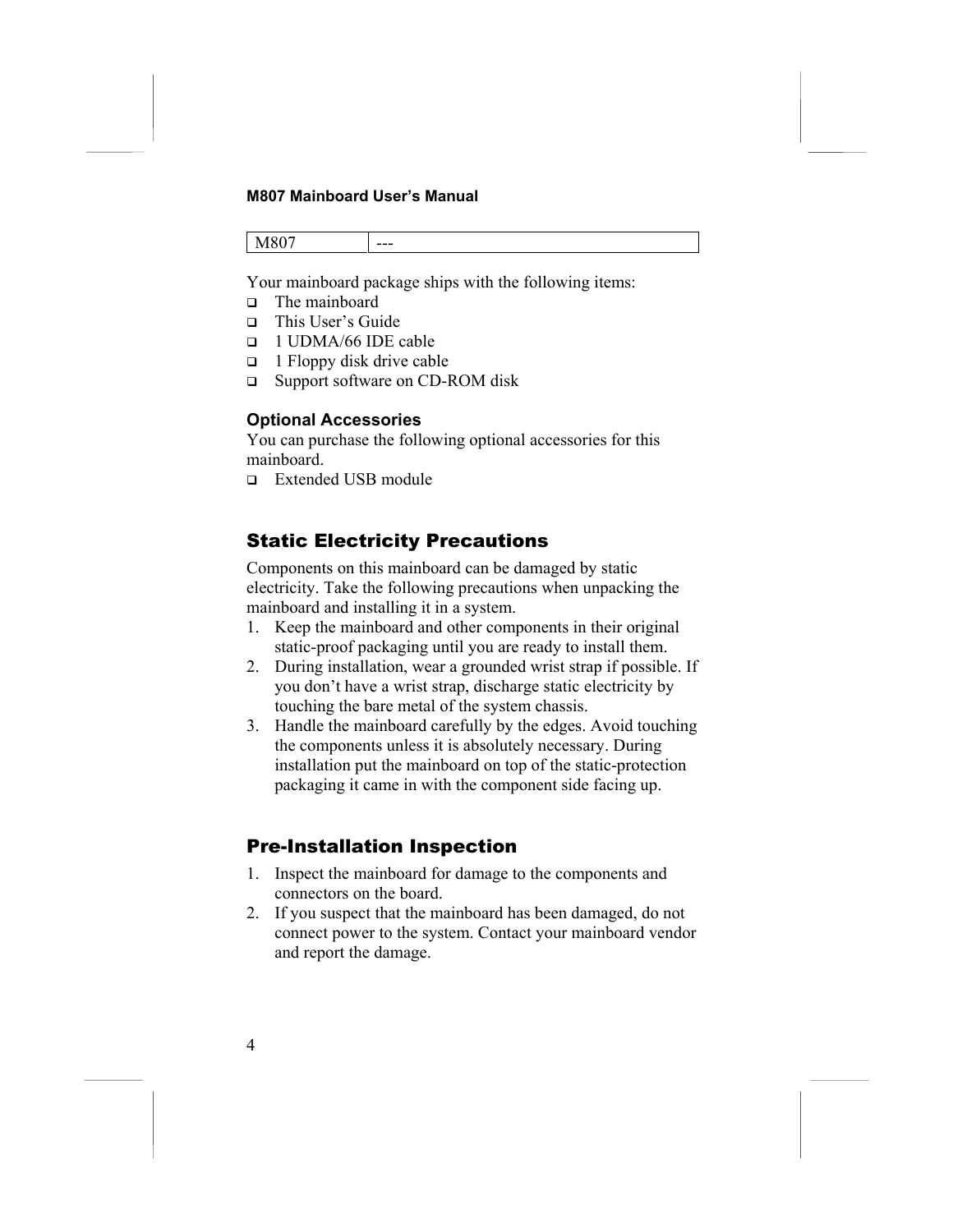| M807 | --- |
|---|---|

Your mainboard package ships with the following items:

- The mainboard
- This User's Guide
- 1 UDMA/66 IDE cable
- 1 Floppy disk drive cable
- Support software on CD-ROM disk

### Optional Accessories

You can purchase the following optional accessories for this mainboard.

- Extended USB module

## Static Electricity Precautions

Components on this mainboard can be damaged by static electricity. Take the following precautions when unpacking the mainboard and installing it in a system.

1. Keep the mainboard and other components in their original static-proof packaging until you are ready to install them.
2. During installation, wear a grounded wrist strap if possible. If you don't have a wrist strap, discharge static electricity by touching the bare metal of the system chassis.
3. Handle the mainboard carefully by the edges. Avoid touching the components unless it is absolutely necessary. During installation put the mainboard on top of the static-protection packaging it came in with the component side facing up.

## Pre-Installation Inspection

1. Inspect the mainboard for damage to the components and connectors on the board.
2. If you suspect that the mainboard has been damaged, do not connect power to the system. Contact your mainboard vendor and report the damage.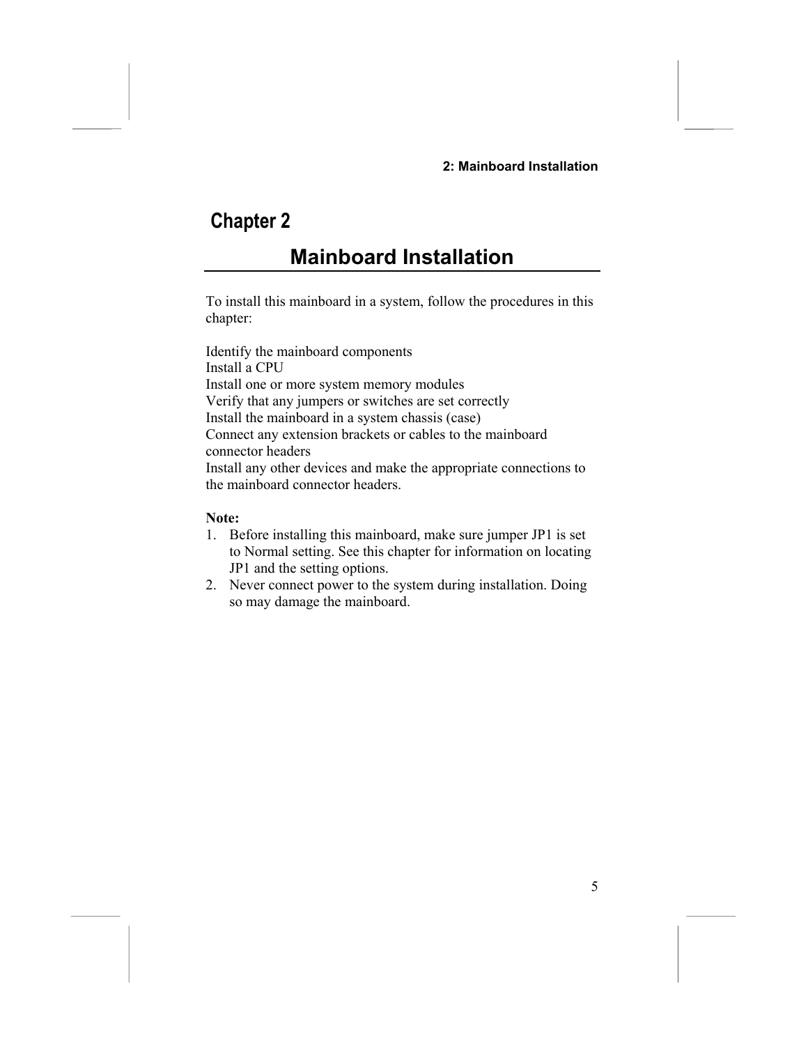# Chapter 2

## Mainboard Installation

To install this mainboard in a system, follow the procedures in this chapter:

Identify the mainboard components
Install a CPU
Install one or more system memory modules
Verify that any jumpers or switches are set correctly
Install the mainboard in a system chassis (case)
Connect any extension brackets or cables to the mainboard connector headers
Install any other devices and make the appropriate connections to the mainboard connector headers.

**Note:**

1. Before installing this mainboard, make sure jumper JP1 is set to Normal setting. See this chapter for information on locating JP1 and the setting options.
2. Never connect power to the system during installation. Doing so may damage the mainboard.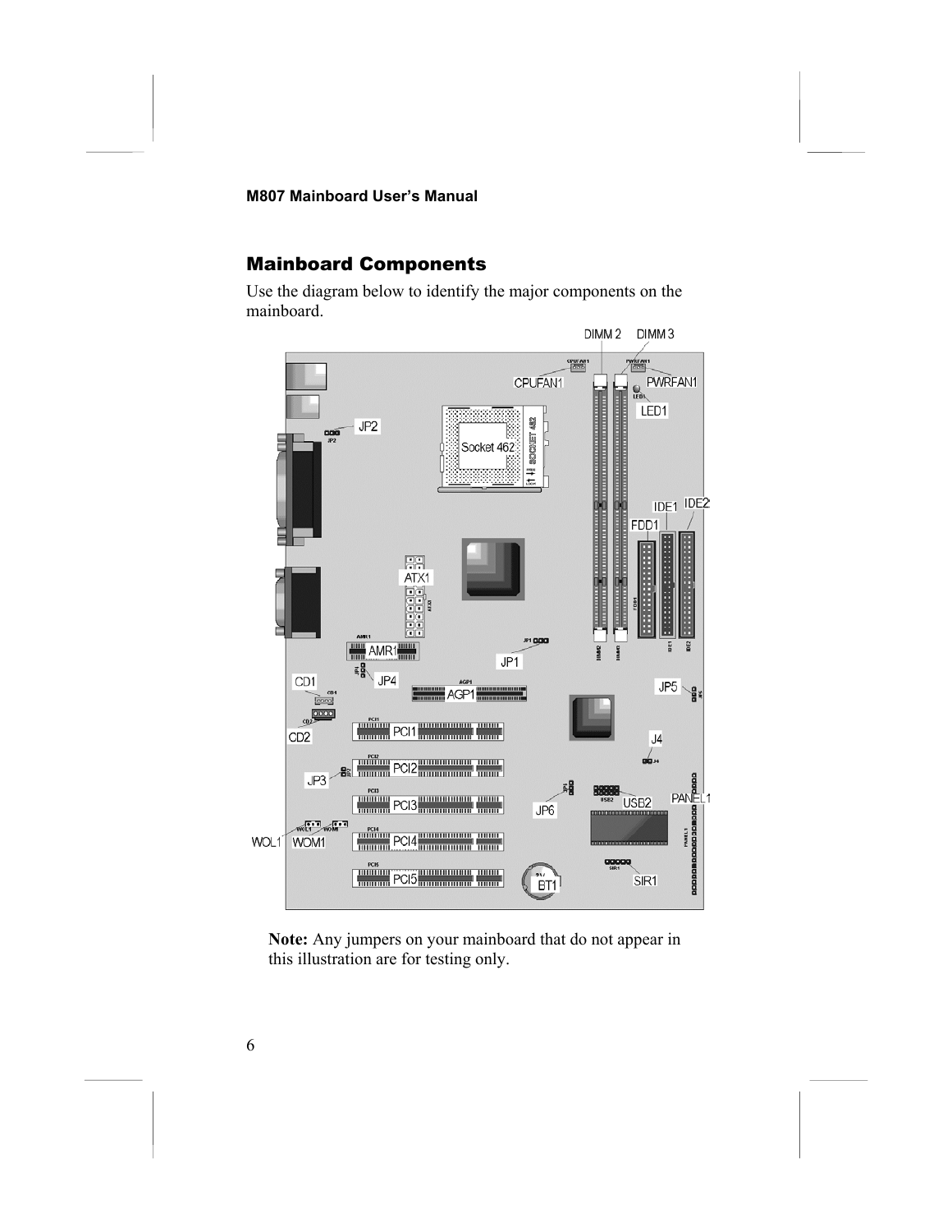## Mainboard Components

Use the diagram below to identify the major components on the mainboard.

**Note:** Any jumpers on your mainboard that do not appear in this illustration are for testing only.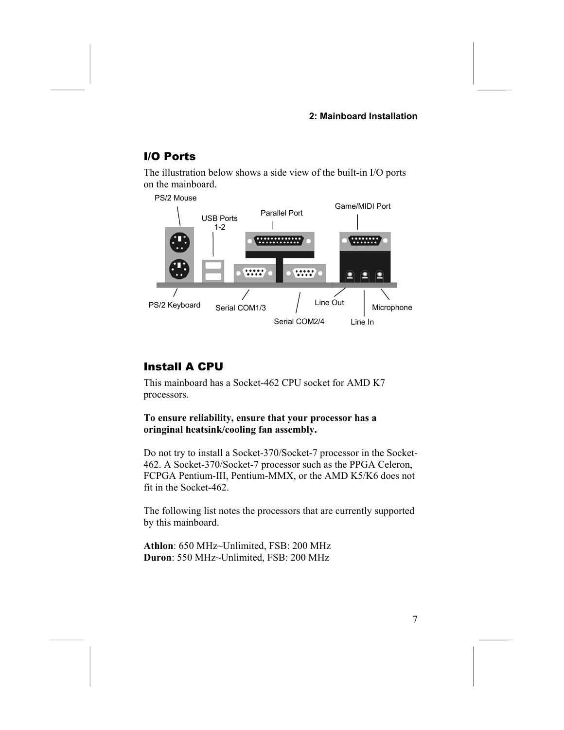## I/O Ports

The illustration below shows a side view of the built-in I/O ports on the mainboard.

PS/2 Mouse

USB Ports 1-2

Parallel Port

Game/MIDI Port

PS/2 Keyboard

Serial COM1/3

Serial COM2/4

Line Out

Line In

Microphone

## Install A CPU

This mainboard has a Socket-462 CPU socket for AMD K7 processors.

**To ensure reliability, ensure that your processor has a oringinal heatsink/cooling fan assembly.**

Do not try to install a Socket-370/Socket-7 processor in the Socket-462. A Socket-370/Socket-7 processor such as the PPGA Celeron, FCPGA Pentium-III, Pentium-MMX, or the AMD K5/K6 does not fit in the Socket-462.

The following list notes the processors that are currently supported by this mainboard.

**Athlon**: 650 MHz~Unlimited, FSB: 200 MHz
**Duron**: 550 MHz~Unlimited, FSB: 200 MHz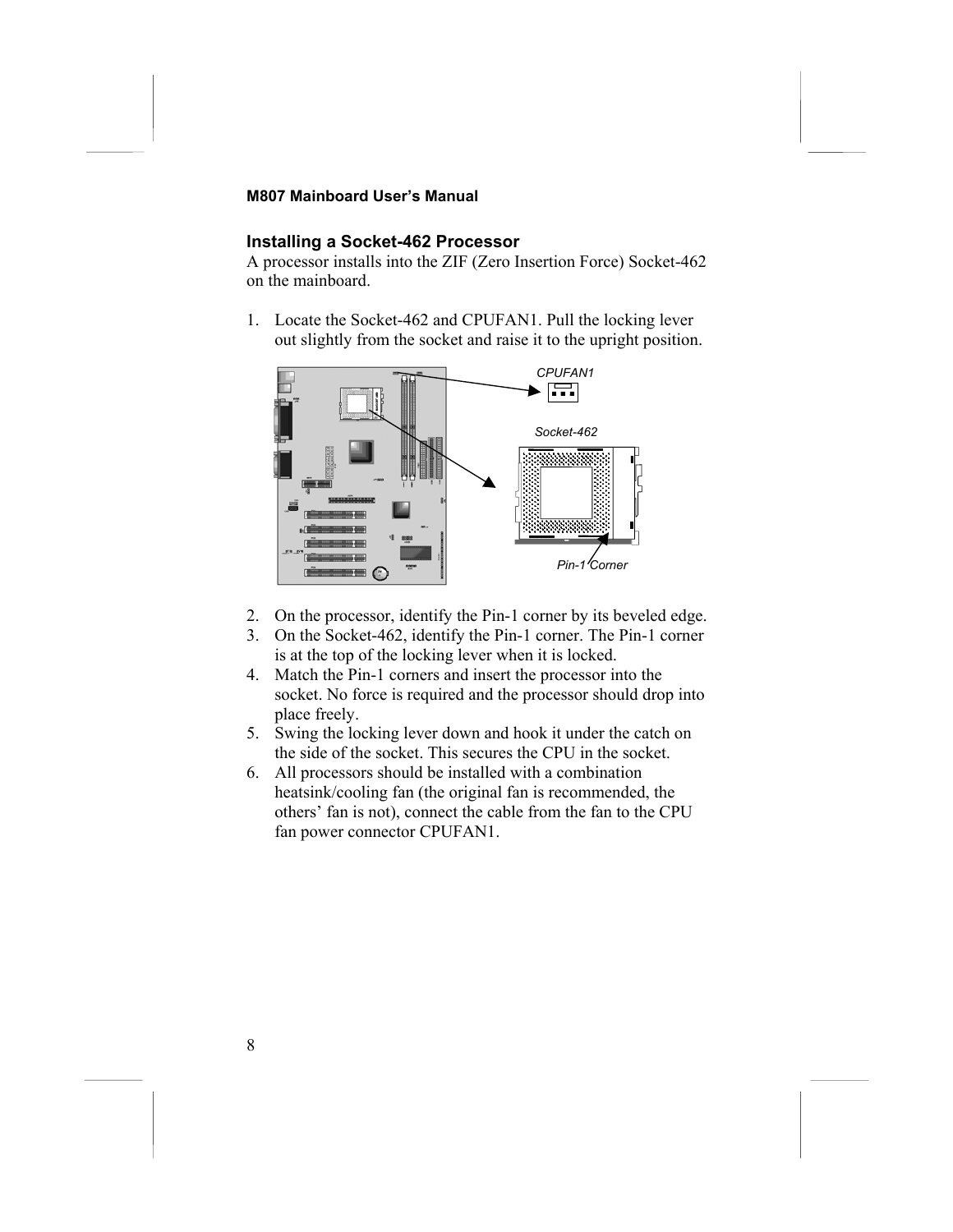## Installing a Socket-462 Processor

A processor installs into the ZIF (Zero Insertion Force) Socket-462 on the mainboard.

1. Locate the Socket-462 and CPUFAN1. Pull the locking lever out slightly from the socket and raise it to the upright position.

CPUFAN1

Socket-462

Pin-1 Corner

2. On the processor, identify the Pin-1 corner by its beveled edge.
3. On the Socket-462, identify the Pin-1 corner. The Pin-1 corner is at the top of the locking lever when it is locked.
4. Match the Pin-1 corners and insert the processor into the socket. No force is required and the processor should drop into place freely.
5. Swing the locking lever down and hook it under the catch on the side of the socket. This secures the CPU in the socket.
6. All processors should be installed with a combination heatsink/cooling fan (the original fan is recommended, the others' fan is not), connect the cable from the fan to the CPU fan power connector CPUFAN1.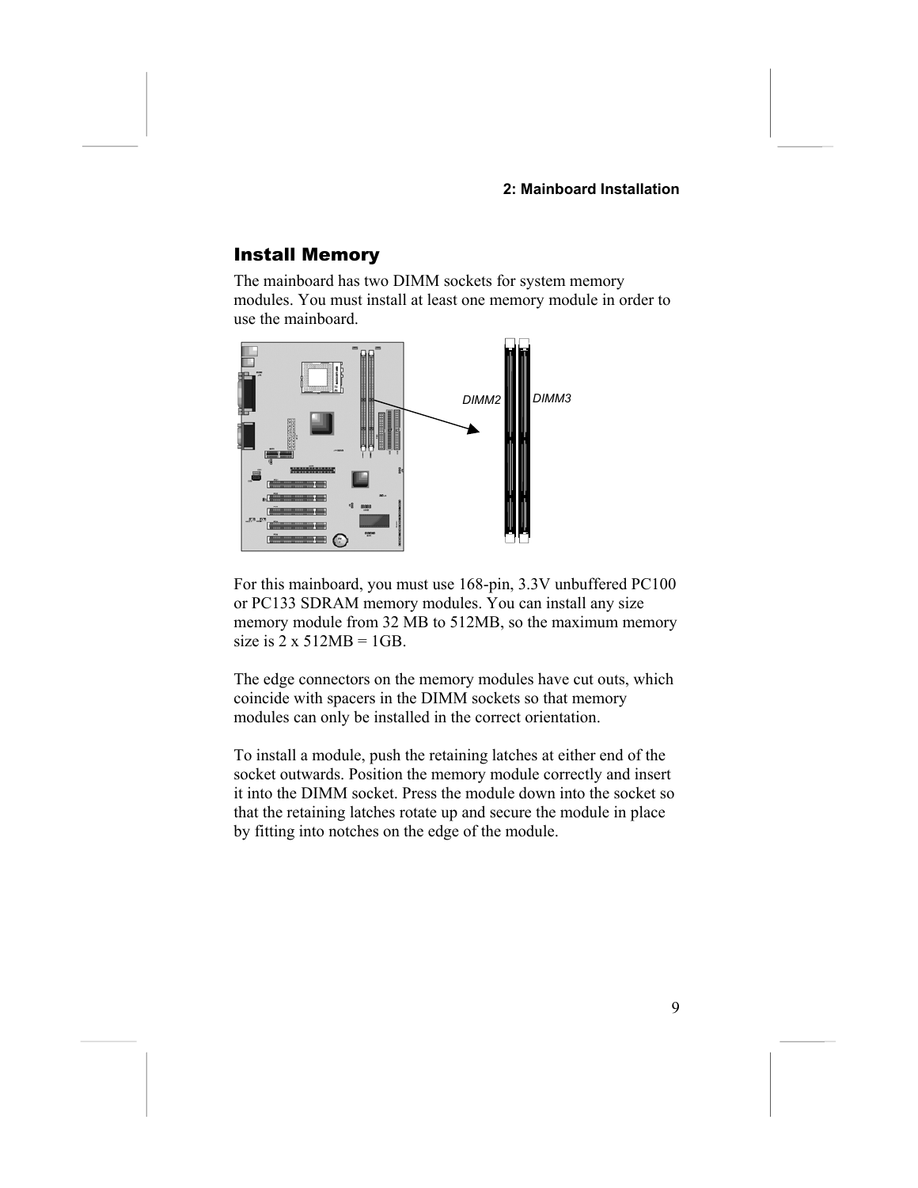## Install Memory

The mainboard has two DIMM sockets for system memory modules. You must install at least one memory module in order to use the mainboard.

DIMM2 DIMM3

For this mainboard, you must use 168-pin, 3.3V unbuffered PC100 or PC133 SDRAM memory modules. You can install any size memory module from 32 MB to 512MB, so the maximum memory size is 2 x 512MB = 1GB.

The edge connectors on the memory modules have cut outs, which coincide with spacers in the DIMM sockets so that memory modules can only be installed in the correct orientation.

To install a module, push the retaining latches at either end of the socket outwards. Position the memory module correctly and insert it into the DIMM socket. Press the module down into the socket so that the retaining latches rotate up and secure the module in place by fitting into notches on the edge of the module.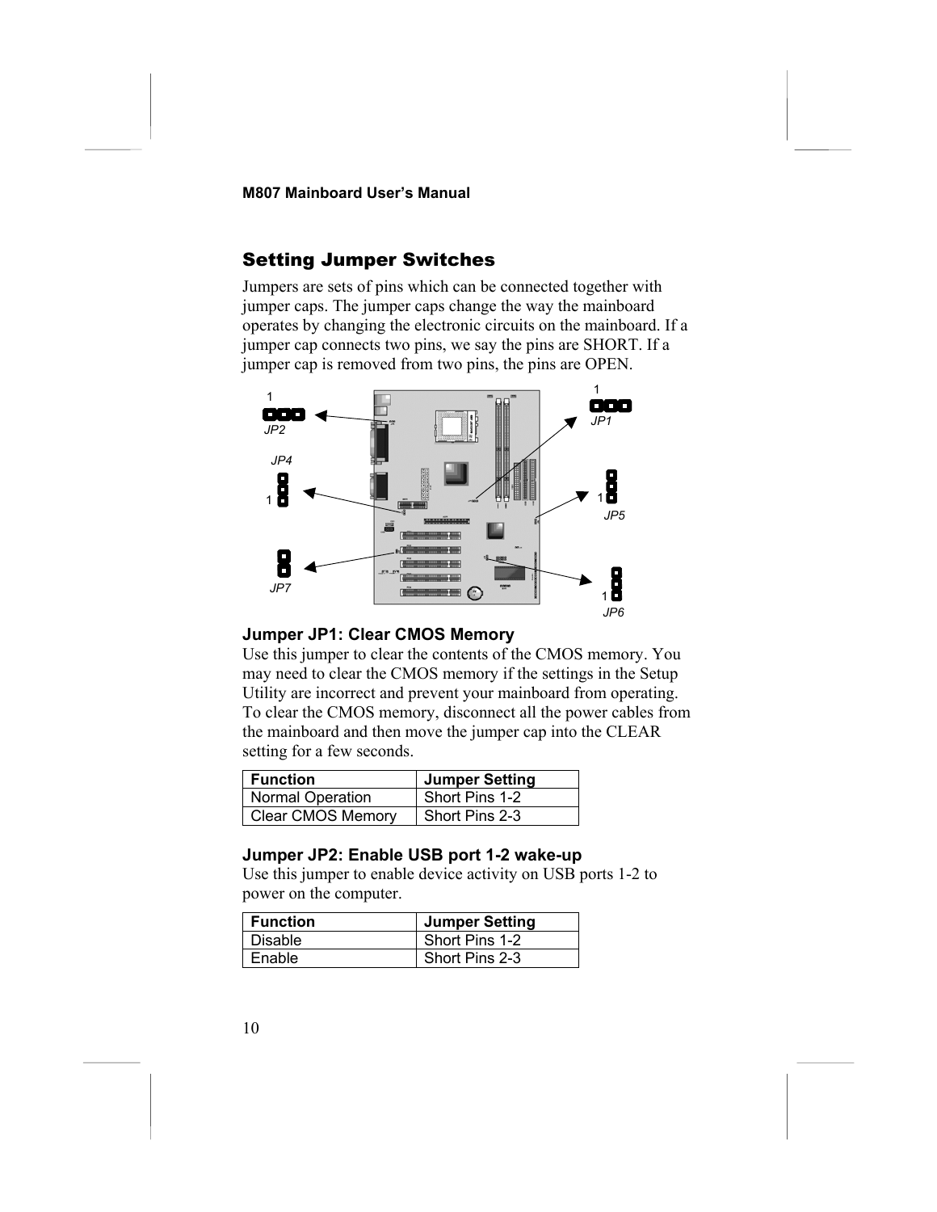## Setting Jumper Switches

Jumpers are sets of pins which can be connected together with jumper caps. The jumper caps change the way the mainboard operates by changing the electronic circuits on the mainboard. If a jumper cap connects two pins, we say the pins are SHORT. If a jumper cap is removed from two pins, the pins are OPEN.

### Jumper JP1: Clear CMOS Memory

Use this jumper to clear the contents of the CMOS memory. You may need to clear the CMOS memory if the settings in the Setup Utility are incorrect and prevent your mainboard from operating. To clear the CMOS memory, disconnect all the power cables from the mainboard and then move the jumper cap into the CLEAR setting for a few seconds.

| Function | Jumper Setting |
| --- | --- |
| Normal Operation | Short Pins 1-2 |
| Clear CMOS Memory | Short Pins 2-3 |

### Jumper JP2: Enable USB port 1-2 wake-up

Use this jumper to enable device activity on USB ports 1-2 to power on the computer.

| Function | Jumper Setting |
| --- | --- |
| Disable | Short Pins 1-2 |
| Enable | Short Pins 2-3 |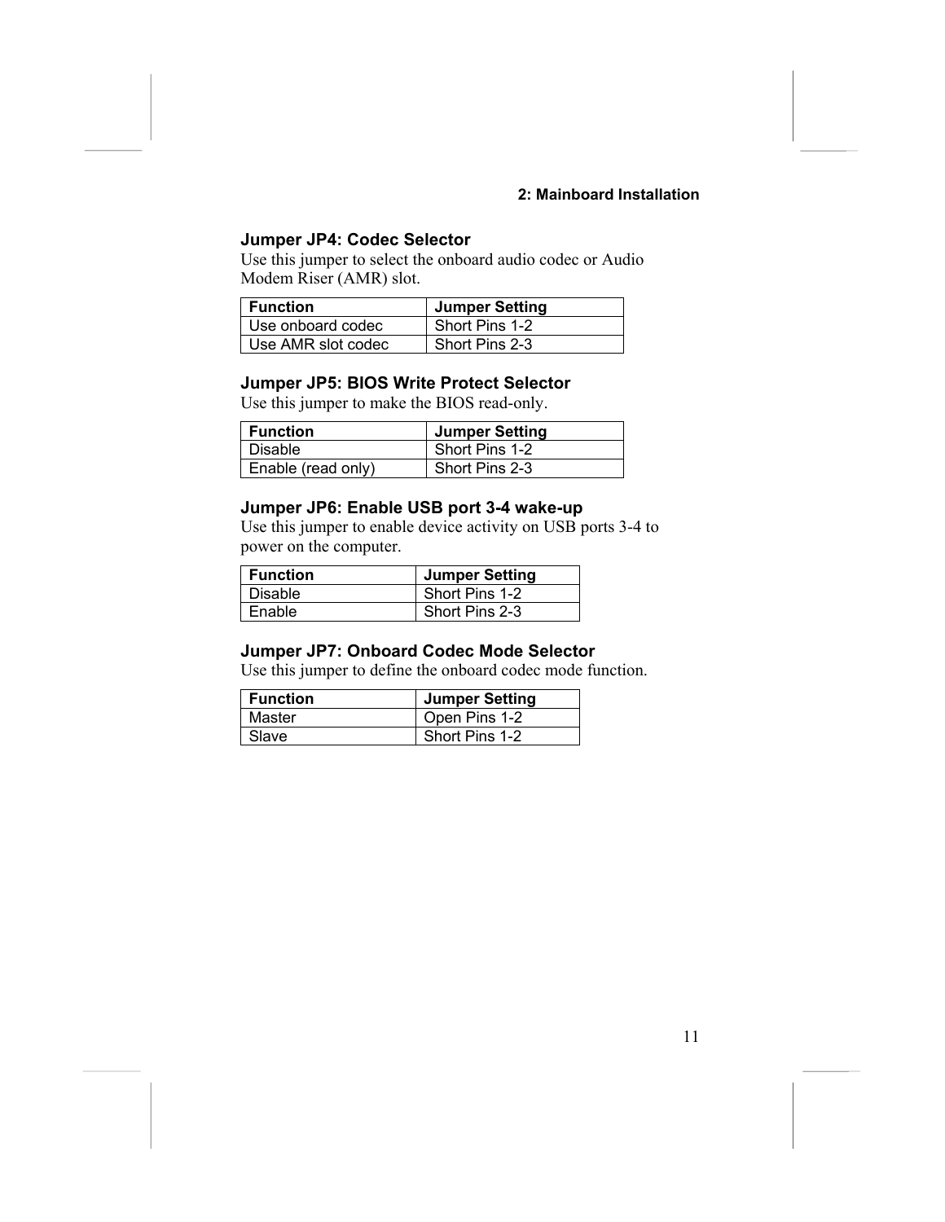### Jumper JP4: Codec Selector

Use this jumper to select the onboard audio codec or Audio Modem Riser (AMR) slot.

| Function | Jumper Setting |
|---|---|
| Use onboard codec | Short Pins 1-2 |
| Use AMR slot codec | Short Pins 2-3 |

### Jumper JP5: BIOS Write Protect Selector

Use this jumper to make the BIOS read-only.

| Function | Jumper Setting |
|---|---|
| Disable | Short Pins 1-2 |
| Enable (read only) | Short Pins 2-3 |

### Jumper JP6: Enable USB port 3-4 wake-up

Use this jumper to enable device activity on USB ports 3-4 to power on the computer.

| Function | Jumper Setting |
|---|---|
| Disable | Short Pins 1-2 |
| Enable | Short Pins 2-3 |

### Jumper JP7: Onboard Codec Mode Selector

Use this jumper to define the onboard codec mode function.

| Function | Jumper Setting |
|---|---|
| Master | Open Pins 1-2 |
| Slave | Short Pins 1-2 |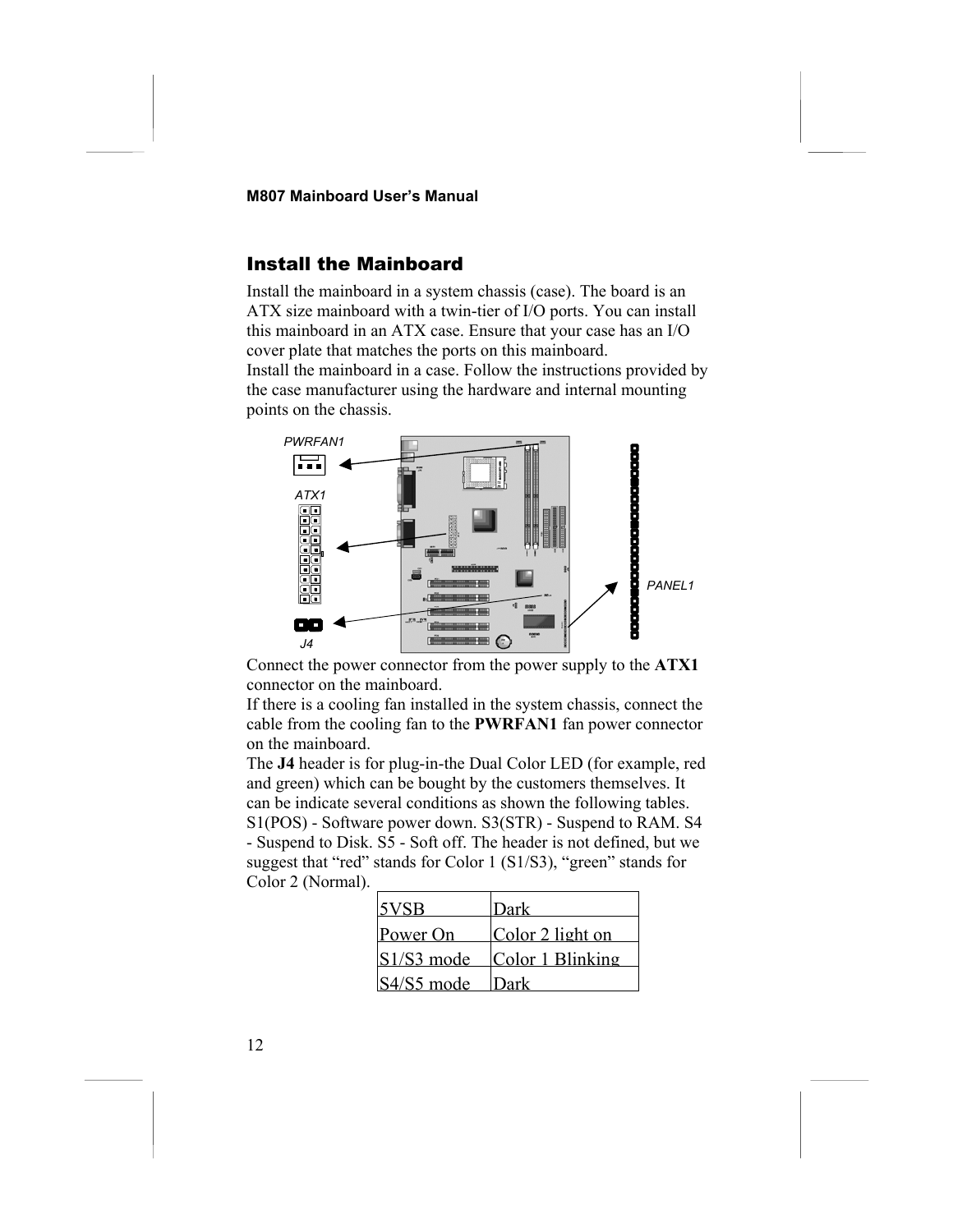## Install the Mainboard

Install the mainboard in a system chassis (case). The board is an ATX size mainboard with a twin-tier of I/O ports. You can install this mainboard in an ATX case. Ensure that your case has an I/O cover plate that matches the ports on this mainboard.
Install the mainboard in a case. Follow the instructions provided by the case manufacturer using the hardware and internal mounting points on the chassis.

PWRFAN1

ATX1

PANEL1

J4

Connect the power connector from the power supply to the **ATX1** connector on the mainboard.
If there is a cooling fan installed in the system chassis, connect the cable from the cooling fan to the **PWRFAN1** fan power connector on the mainboard.
The **J4** header is for plug-in-the Dual Color LED (for example, red and green) which can be bought by the customers themselves. It can be indicate several conditions as shown the following tables. S1(POS) - Software power down. S3(STR) - Suspend to RAM. S4 - Suspend to Disk. S5 - Soft off. The header is not defined, but we suggest that "red" stands for Color 1 (S1/S3), "green" stands for Color 2 (Normal).

| 5VSB | Dark |
|---|---|
| Power On | Color 2 light on |
| S1/S3 mode | Color 1 Blinking |
| S4/S5 mode | Dark |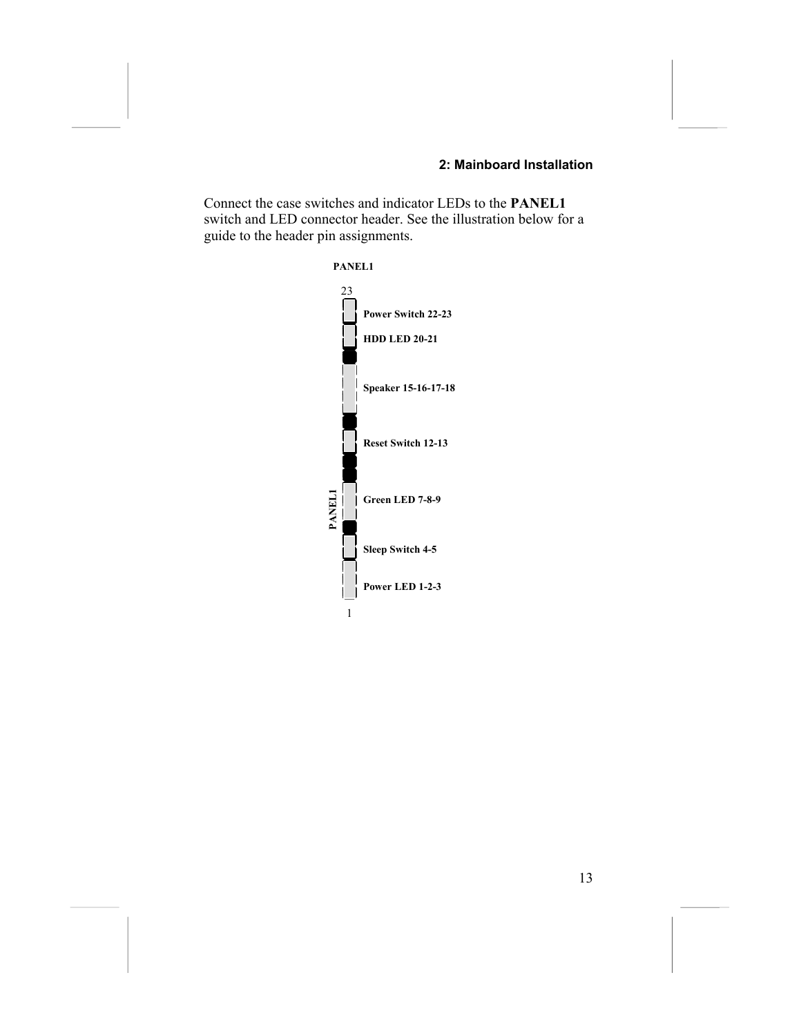Connect the case switches and indicator LEDs to the **PANEL1** switch and LED connector header. See the illustration below for a guide to the header pin assignments.

**PANEL1**

23

**Power Switch 22-23**

**HDD LED 20-21**

**Speaker 15-16-17-18**

**Reset Switch 12-13**

**Green LED 7-8-9**

**Sleep Switch 4-5**

**Power LED 1-2-3**

1

**PANEL1**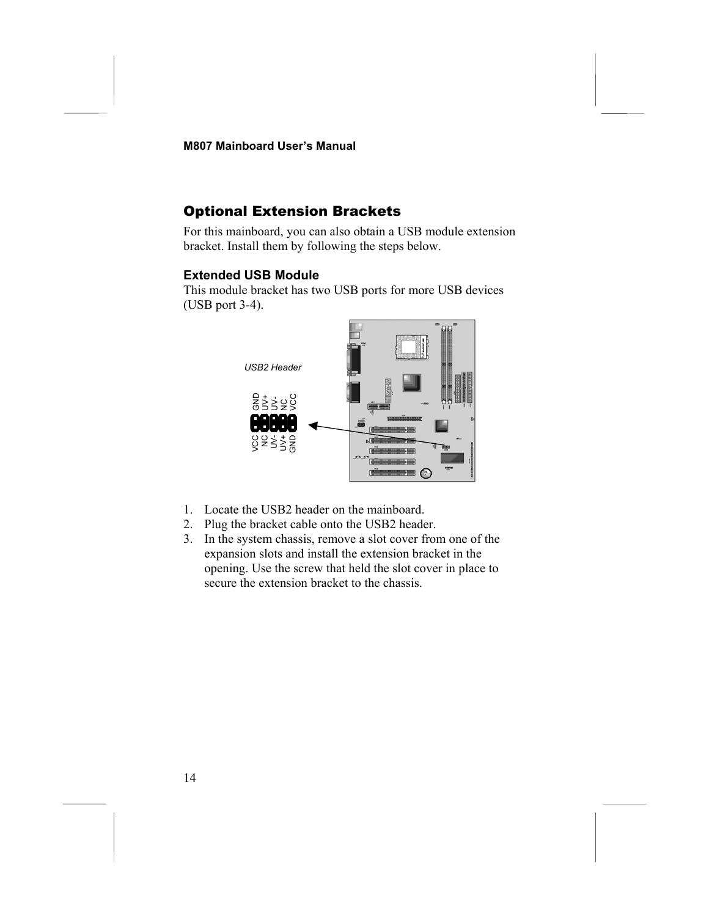## Optional Extension Brackets

For this mainboard, you can also obtain a USB module extension bracket. Install them by following the steps below.

### Extended USB Module

This module bracket has two USB ports for more USB devices (USB port 3-4).

USB2 Header

1. Locate the USB2 header on the mainboard.
2. Plug the bracket cable onto the USB2 header.
3. In the system chassis, remove a slot cover from one of the expansion slots and install the extension bracket in the opening. Use the screw that held the slot cover in place to secure the extension bracket to the chassis.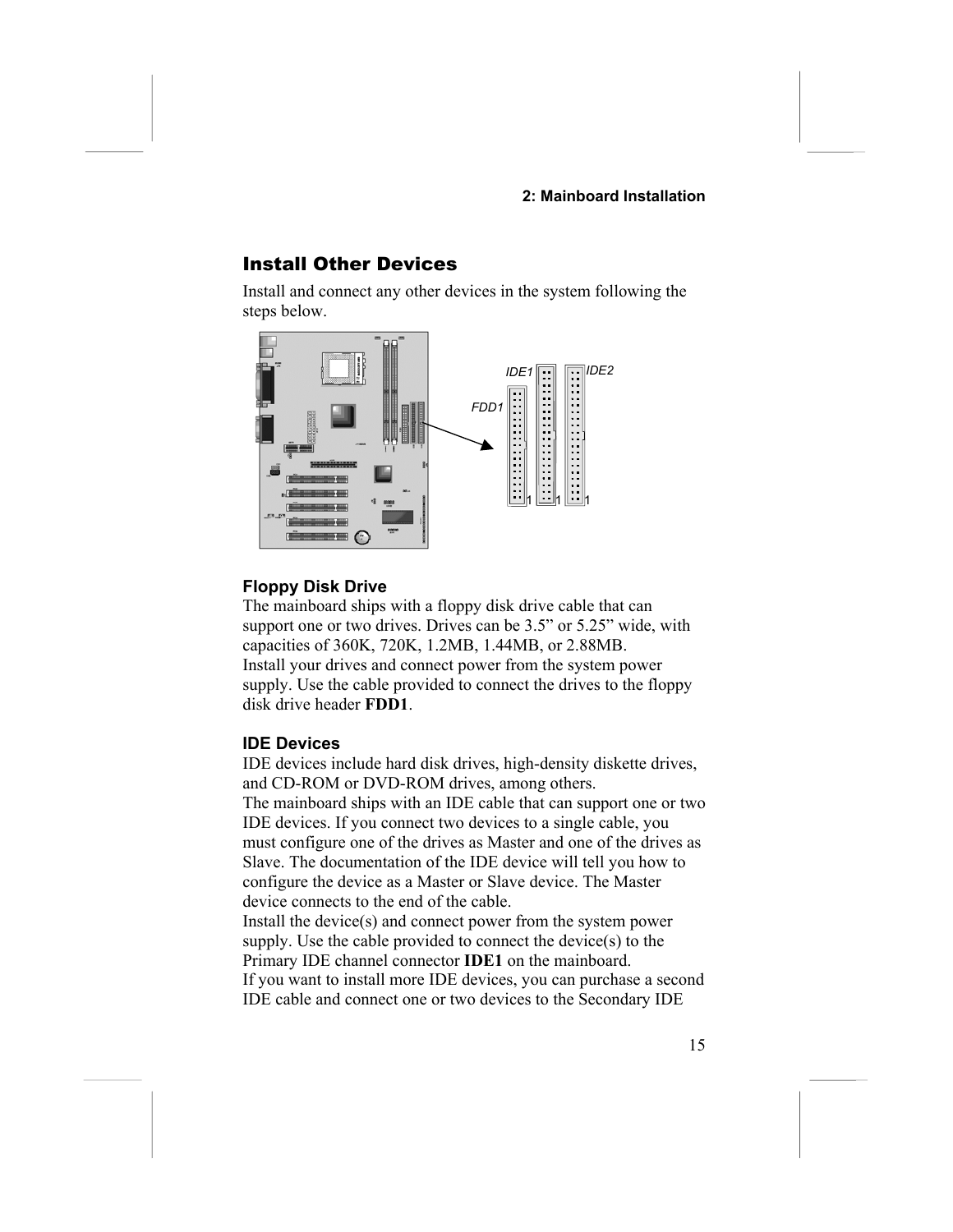## Install Other Devices

Install and connect any other devices in the system following the steps below.

### Floppy Disk Drive

The mainboard ships with a floppy disk drive cable that can support one or two drives. Drives can be 3.5" or 5.25" wide, with capacities of 360K, 720K, 1.2MB, 1.44MB, or 2.88MB.
Install your drives and connect power from the system power supply. Use the cable provided to connect the drives to the floppy disk drive header **FDD1**.

### IDE Devices

IDE devices include hard disk drives, high-density diskette drives, and CD-ROM or DVD-ROM drives, among others.
The mainboard ships with an IDE cable that can support one or two IDE devices. If you connect two devices to a single cable, you must configure one of the drives as Master and one of the drives as Slave. The documentation of the IDE device will tell you how to configure the device as a Master or Slave device. The Master device connects to the end of the cable.
Install the device(s) and connect power from the system power supply. Use the cable provided to connect the device(s) to the Primary IDE channel connector **IDE1** on the mainboard.
If you want to install more IDE devices, you can purchase a second IDE cable and connect one or two devices to the Secondary IDE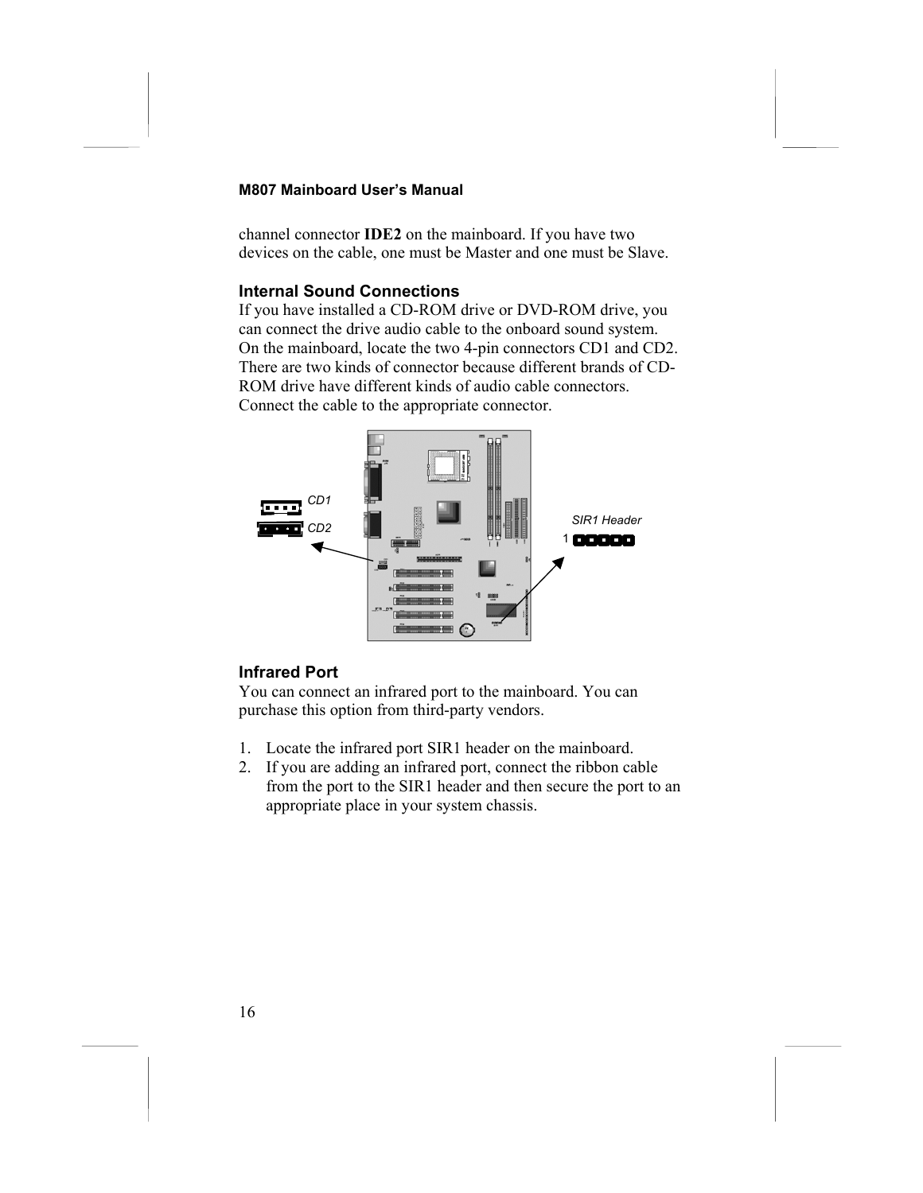channel connector **IDE2** on the mainboard. If you have two devices on the cable, one must be Master and one must be Slave.

### Internal Sound Connections

If you have installed a CD-ROM drive or DVD-ROM drive, you can connect the drive audio cable to the onboard sound system. On the mainboard, locate the two 4-pin connectors CD1 and CD2. There are two kinds of connector because different brands of CD-ROM drive have different kinds of audio cable connectors. Connect the cable to the appropriate connector.

### Infrared Port

You can connect an infrared port to the mainboard. You can purchase this option from third-party vendors.

1. Locate the infrared port SIR1 header on the mainboard.
2. If you are adding an infrared port, connect the ribbon cable from the port to the SIR1 header and then secure the port to an appropriate place in your system chassis.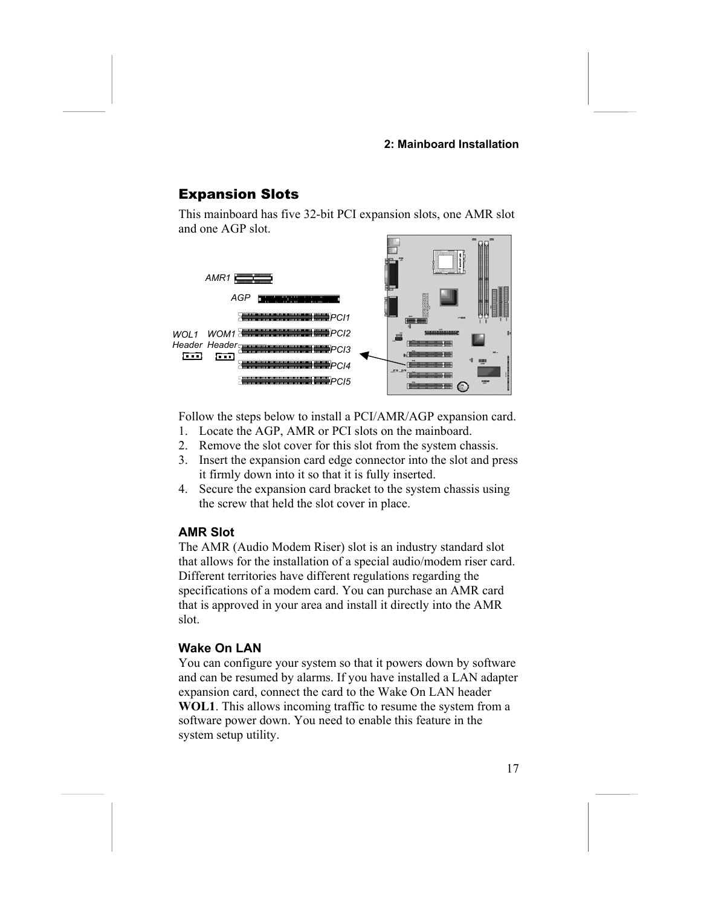## Expansion Slots

This mainboard has five 32-bit PCI expansion slots, one AMR slot and one AGP slot.

Follow the steps below to install a PCI/AMR/AGP expansion card.

1. Locate the AGP, AMR or PCI slots on the mainboard.
2. Remove the slot cover for this slot from the system chassis.
3. Insert the expansion card edge connector into the slot and press it firmly down into it so that it is fully inserted.
4. Secure the expansion card bracket to the system chassis using the screw that held the slot cover in place.

### AMR Slot

The AMR (Audio Modem Riser) slot is an industry standard slot that allows for the installation of a special audio/modem riser card. Different territories have different regulations regarding the specifications of a modem card. You can purchase an AMR card that is approved in your area and install it directly into the AMR slot.

### Wake On LAN

You can configure your system so that it powers down by software and can be resumed by alarms. If you have installed a LAN adapter expansion card, connect the card to the Wake On LAN header **WOL1**. This allows incoming traffic to resume the system from a software power down. You need to enable this feature in the system setup utility.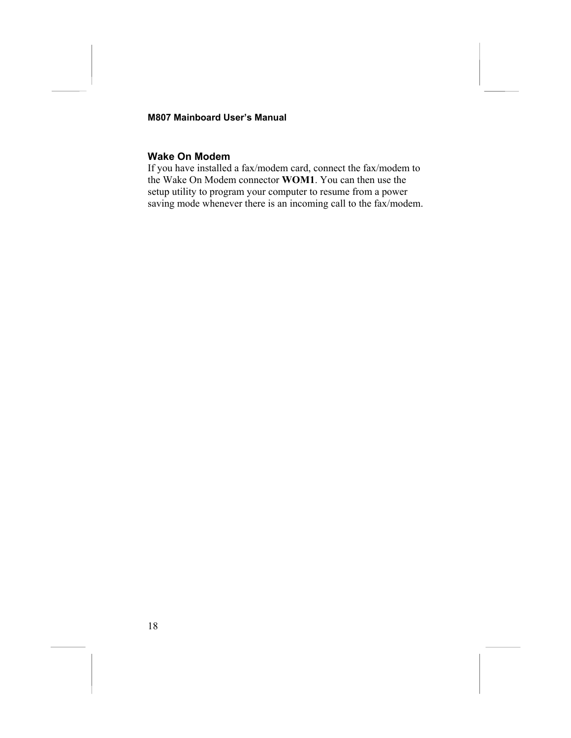### Wake On Modem

If you have installed a fax/modem card, connect the fax/modem to the Wake On Modem connector **WOM1**. You can then use the setup utility to program your computer to resume from a power saving mode whenever there is an incoming call to the fax/modem.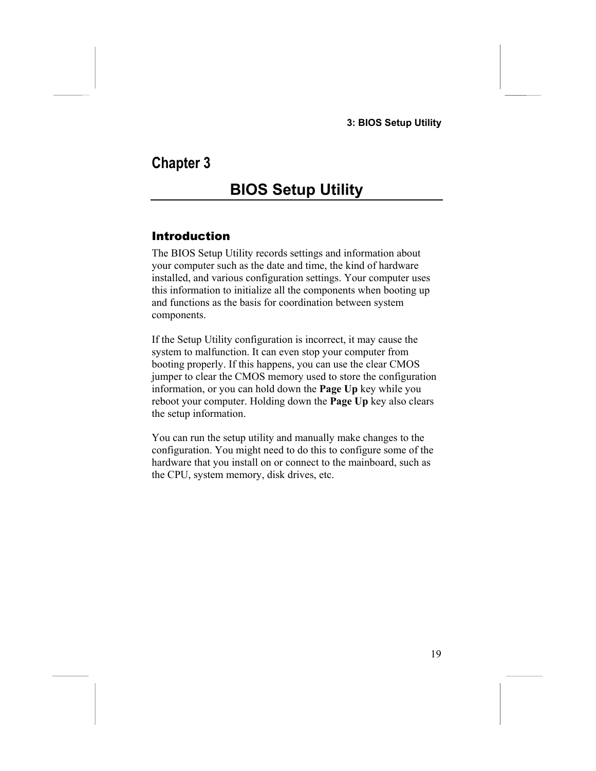# Chapter 3

## BIOS Setup Utility

### Introduction

The BIOS Setup Utility records settings and information about your computer such as the date and time, the kind of hardware installed, and various configuration settings. Your computer uses this information to initialize all the components when booting up and functions as the basis for coordination between system components.

If the Setup Utility configuration is incorrect, it may cause the system to malfunction. It can even stop your computer from booting properly. If this happens, you can use the clear CMOS jumper to clear the CMOS memory used to store the configuration information, or you can hold down the **Page Up** key while you reboot your computer. Holding down the **Page Up** key also clears the setup information.

You can run the setup utility and manually make changes to the configuration. You might need to do this to configure some of the hardware that you install on or connect to the mainboard, such as the CPU, system memory, disk drives, etc.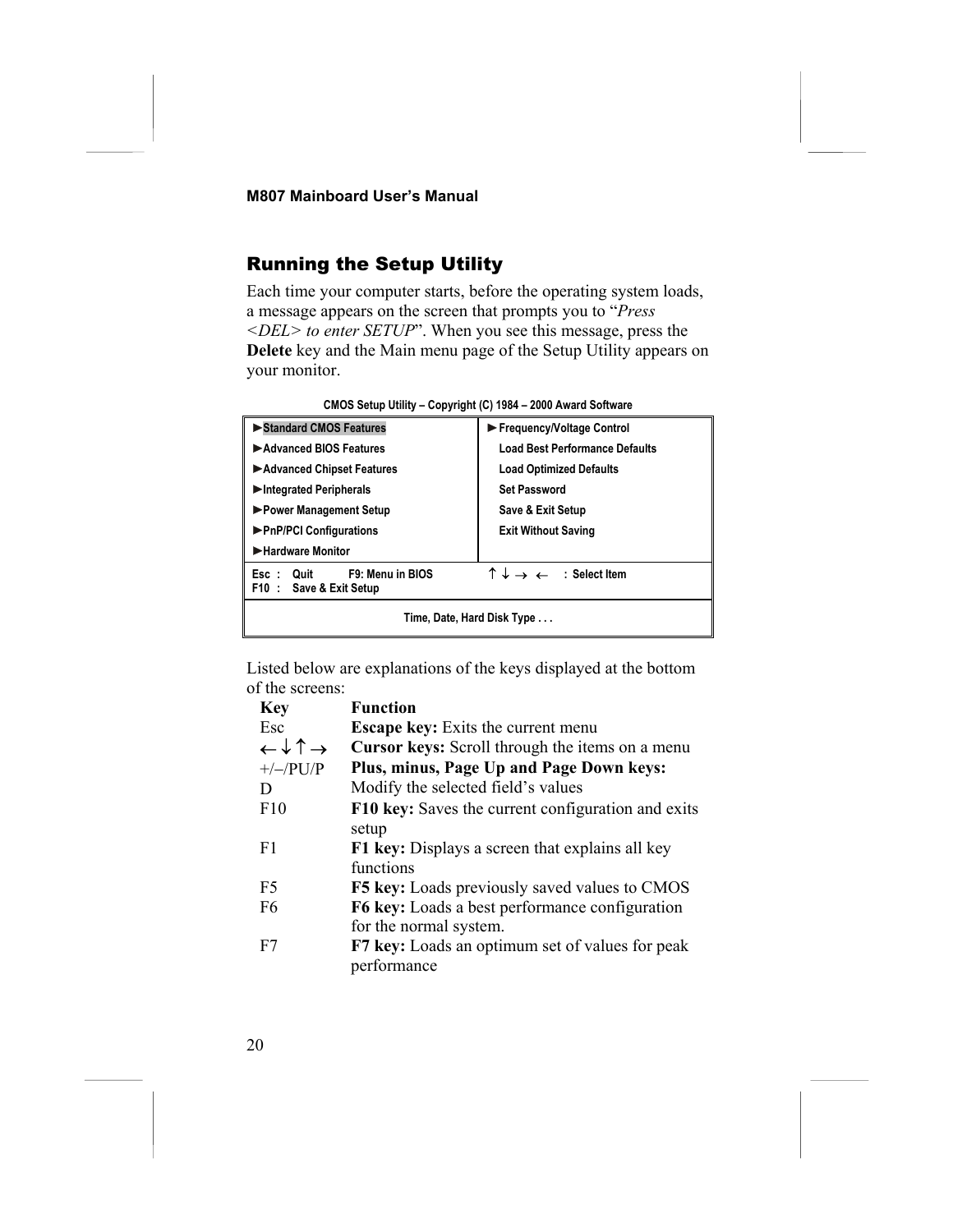## Running the Setup Utility

Each time your computer starts, before the operating system loads, a message appears on the screen that prompts you to "*Press <DEL> to enter SETUP*". When you see this message, press the **Delete** key and the Main menu page of the Setup Utility appears on your monitor.

**CMOS Setup Utility – Copyright (C) 1984 – 2000 Award Software**

| | |
|---|---|
| ►Standard CMOS Features | ►Frequency/Voltage Control |
| ►Advanced BIOS Features | Load Best Performance Defaults |
| ►Advanced Chipset Features | Load Optimized Defaults |
| ►Integrated Peripherals | Set Password |
| ►Power Management Setup | Save & Exit Setup |
| ►PnP/PCI Configurations | Exit Without Saving |
| ►Hardware Monitor | |
| Esc : Quit F9: Menu in BIOS<br>F10 : Save & Exit Setup | ↑ ↓ → ← : Select Item |
| Time, Date, Hard Disk Type . . . | |

Listed below are explanations of the keys displayed at the bottom of the screens:

| Key | Function |
|---|---|
| Esc | **Escape key:** Exits the current menu |
| ← ↓ ↑ → | **Cursor keys:** Scroll through the items on a menu |
| +/–/PU/PD | **Plus, minus, Page Up and Page Down keys:** Modify the selected field's values |
| F10 | **F10 key:** Saves the current configuration and exits setup |
| F1 | **F1 key:** Displays a screen that explains all key functions |
| F5 | **F5 key:** Loads previously saved values to CMOS |
| F6 | **F6 key:** Loads a best performance configuration for the normal system. |
| F7 | **F7 key:** Loads an optimum set of values for peak performance |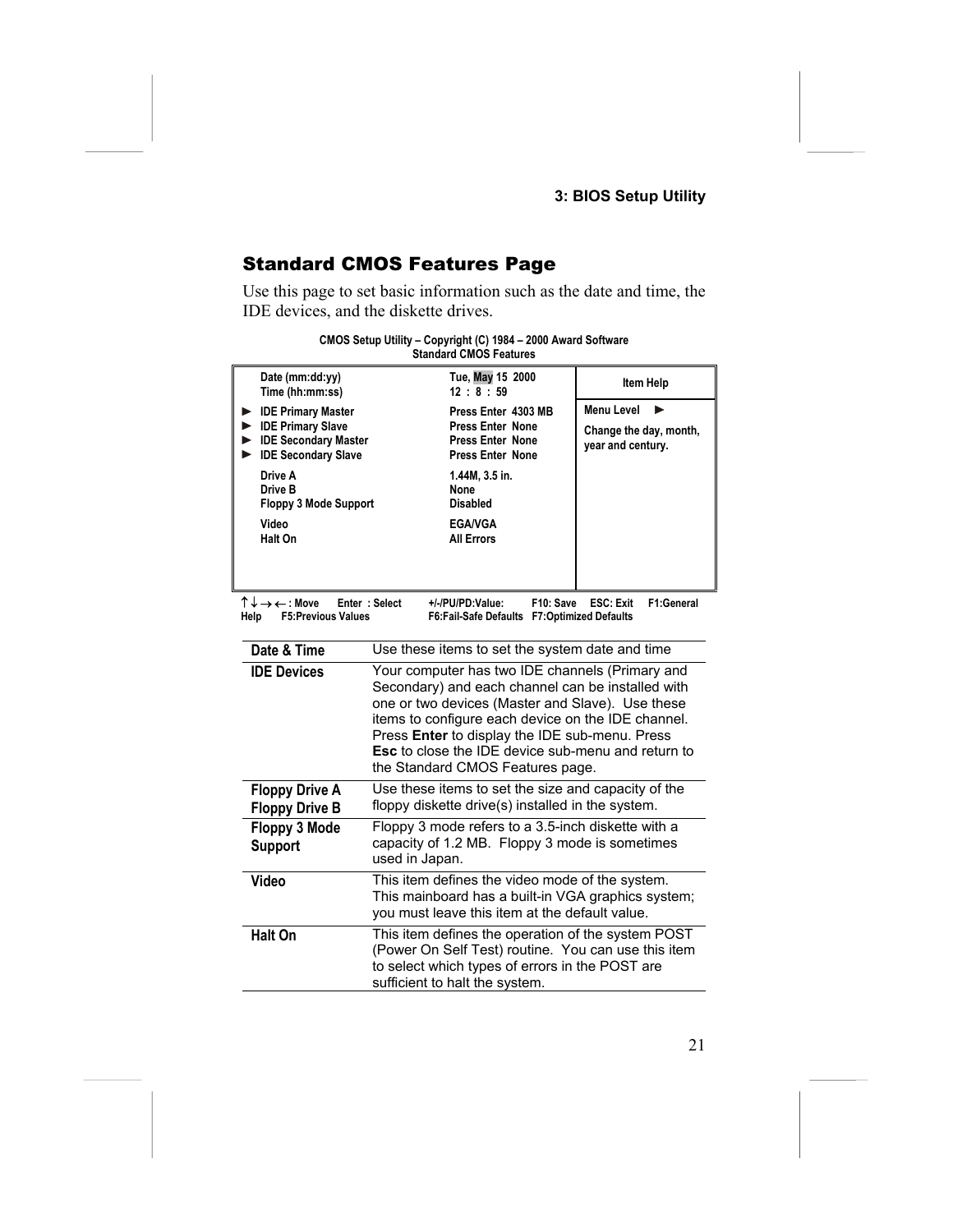## Standard CMOS Features Page

Use this page to set basic information such as the date and time, the IDE devices, and the diskette drives.

```
CMOS Setup Utility – Copyright (C) 1984 – 2000 Award Software
Standard CMOS Features

  Date (mm:dd:yy)            Tue, May 15  2000      Item Help
  Time (hh:mm:ss)            12 : 8 : 59
► IDE Primary Master         Press Enter  4303 MB   Menu Level   ►
► IDE Primary Slave          Press Enter  None      Change the day, month,
► IDE Secondary Master       Press Enter  None      year and century.
► IDE Secondary Slave        Press Enter  None
  Drive A                    1.44M, 3.5 in.
  Drive B                    None
  Floppy 3 Mode Support      Disabled
  Video                      EGA/VGA
  Halt On                    All Errors

↑↓→←: Move   Enter : Select   +/-/PU/PD:Value:   F10: Save   ESC: Exit   F1:General
Help   F5:Previous Values     F6:Fail-Safe Defaults   F7:Optimized Defaults
```

| | |
|---|---|
| **Date & Time** | Use these items to set the system date and time |
| **IDE Devices** | Your computer has two IDE channels (Primary and Secondary) and each channel can be installed with one or two devices (Master and Slave). Use these items to configure each device on the IDE channel. Press **Enter** to display the IDE sub-menu. Press **Esc** to close the IDE device sub-menu and return to the Standard CMOS Features page. |
| **Floppy Drive A** **Floppy Drive B** | Use these items to set the size and capacity of the floppy diskette drive(s) installed in the system. |
| **Floppy 3 Mode Support** | Floppy 3 mode refers to a 3.5-inch diskette with a capacity of 1.2 MB. Floppy 3 mode is sometimes used in Japan. |
| **Video** | This item defines the video mode of the system. This mainboard has a built-in VGA graphics system; you must leave this item at the default value. |
| **Halt On** | This item defines the operation of the system POST (Power On Self Test) routine. You can use this item to select which types of errors in the POST are sufficient to halt the system. |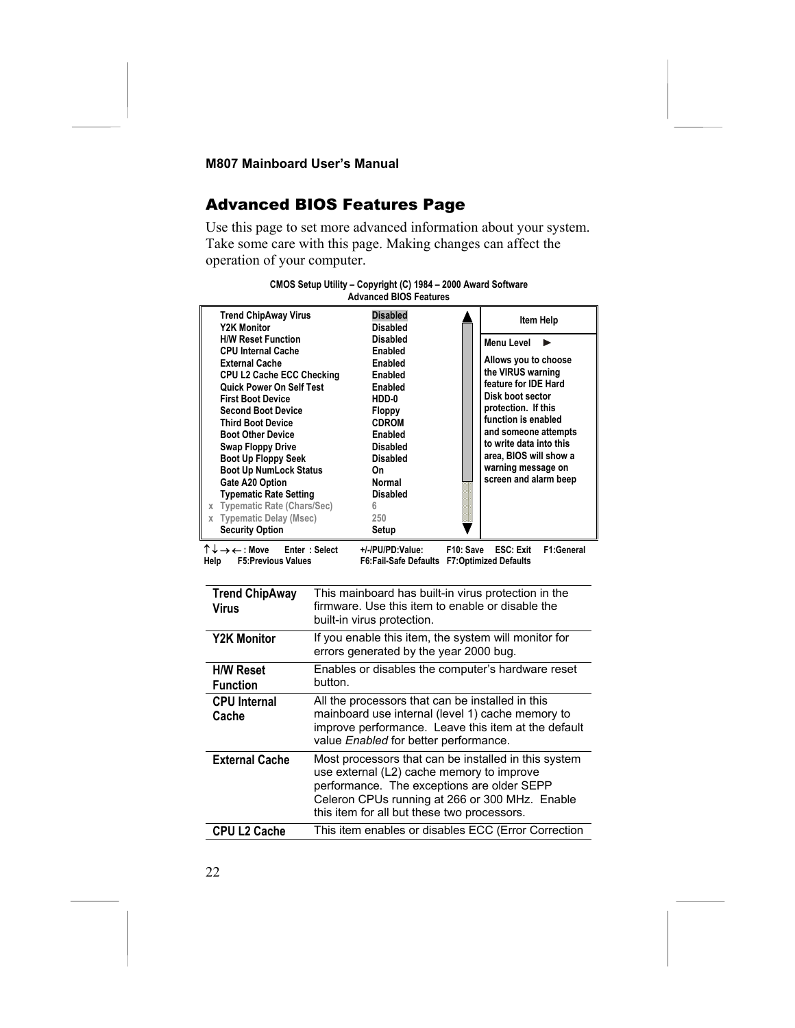## Advanced BIOS Features Page

Use this page to set more advanced information about your system. Take some care with this page. Making changes can affect the operation of your computer.

```
CMOS Setup Utility – Copyright (C) 1984 – 2000 Award Software
                 Advanced BIOS Features

   Trend ChipAway Virus          Disabled        Item Help
   Y2K Monitor                   Disabled
   H/W Reset Function            Disabled        Menu Level   ►
   CPU Internal Cache            Enabled
   External Cache                Enabled         Allows you to choose
   CPU L2 Cache ECC Checking     Enabled         the VIRUS warning
   Quick Power On Self Test      Enabled         feature for IDE Hard
   First Boot Device             HDD-0           Disk boot sector
   Second Boot Device            Floppy          protection.  If this
   Third Boot Device             CDROM           function is enabled
   Boot Other Device             Enabled         and someone attempts
   Swap Floppy Drive             Disabled        to write data into this
   Boot Up Floppy Seek           Disabled        area, BIOS will show a
   Boot Up NumLock Status        On              warning message on
   Gate A20 Option               Normal          screen and alarm beep
   Typematic Rate Setting        Disabled
 x Typematic Rate (Chars/Sec)    6
 x Typematic Delay (Msec)        250
   Security Option               Setup

↑↓→←: Move   Enter : Select   +/-/PU/PD:Value:   F10: Save   ESC: Exit   F1:General
Help   F5:Previous Values     F6:Fail-Safe Defaults   F7:Optimized Defaults
```

| | |
|---|---|
| **Trend ChipAway Virus** | This mainboard has built-in virus protection in the firmware. Use this item to enable or disable the built-in virus protection. |
| **Y2K Monitor** | If you enable this item, the system will monitor for errors generated by the year 2000 bug. |
| **H/W Reset Function** | Enables or disables the computer's hardware reset button. |
| **CPU Internal Cache** | All the processors that can be installed in this mainboard use internal (level 1) cache memory to improve performance. Leave this item at the default value *Enabled* for better performance. |
| **External Cache** | Most processors that can be installed in this system use external (L2) cache memory to improve performance. The exceptions are older SEPP Celeron CPUs running at 266 or 300 MHz. Enable this item for all but these two processors. |
| **CPU L2 Cache** | This item enables or disables ECC (Error Correction |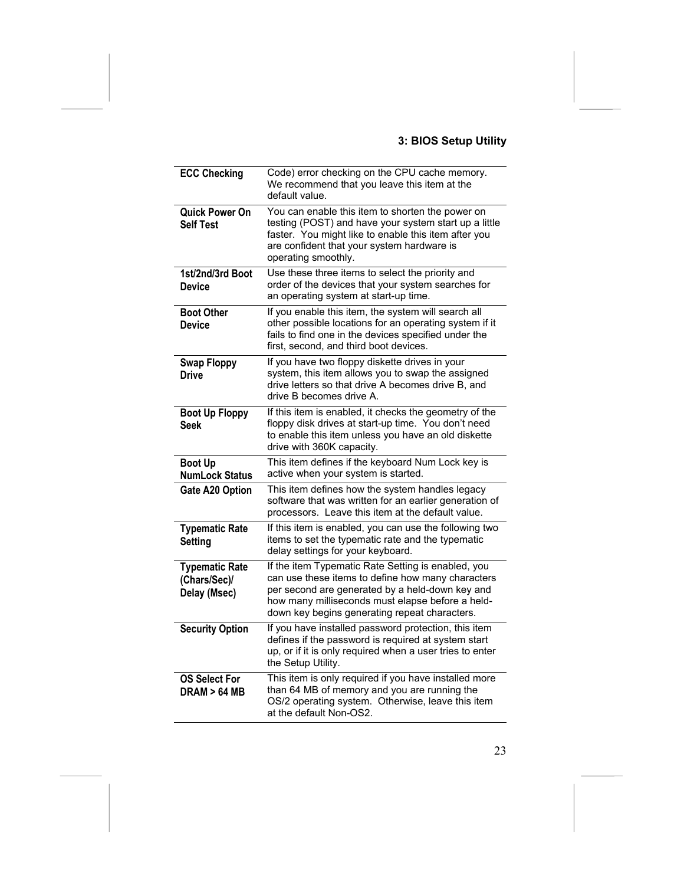| ECC Checking | Code) error checking on the CPU cache memory. We recommend that you leave this item at the default value. |
|---|---|
| **Quick Power On Self Test** | You can enable this item to shorten the power on testing (POST) and have your system start up a little faster. You might like to enable this item after you are confident that your system hardware is operating smoothly. |
| **1st/2nd/3rd Boot Device** | Use these three items to select the priority and order of the devices that your system searches for an operating system at start-up time. |
| **Boot Other Device** | If you enable this item, the system will search all other possible locations for an operating system if it fails to find one in the devices specified under the first, second, and third boot devices. |
| **Swap Floppy Drive** | If you have two floppy diskette drives in your system, this item allows you to swap the assigned drive letters so that drive A becomes drive B, and drive B becomes drive A. |
| **Boot Up Floppy Seek** | If this item is enabled, it checks the geometry of the floppy disk drives at start-up time. You don't need to enable this item unless you have an old diskette drive with 360K capacity. |
| **Boot Up NumLock Status** | This item defines if the keyboard Num Lock key is active when your system is started. |
| **Gate A20 Option** | This item defines how the system handles legacy software that was written for an earlier generation of processors. Leave this item at the default value. |
| **Typematic Rate Setting** | If this item is enabled, you can use the following two items to set the typematic rate and the typematic delay settings for your keyboard. |
| **Typematic Rate (Chars/Sec)/ Delay (Msec)** | If the item Typematic Rate Setting is enabled, you can use these items to define how many characters per second are generated by a held-down key and how many milliseconds must elapse before a held-down key begins generating repeat characters. |
| **Security Option** | If you have installed password protection, this item defines if the password is required at system start up, or if it is only required when a user tries to enter the Setup Utility. |
| **OS Select For DRAM > 64 MB** | This item is only required if you have installed more than 64 MB of memory and you are running the OS/2 operating system. Otherwise, leave this item at the default Non-OS2. |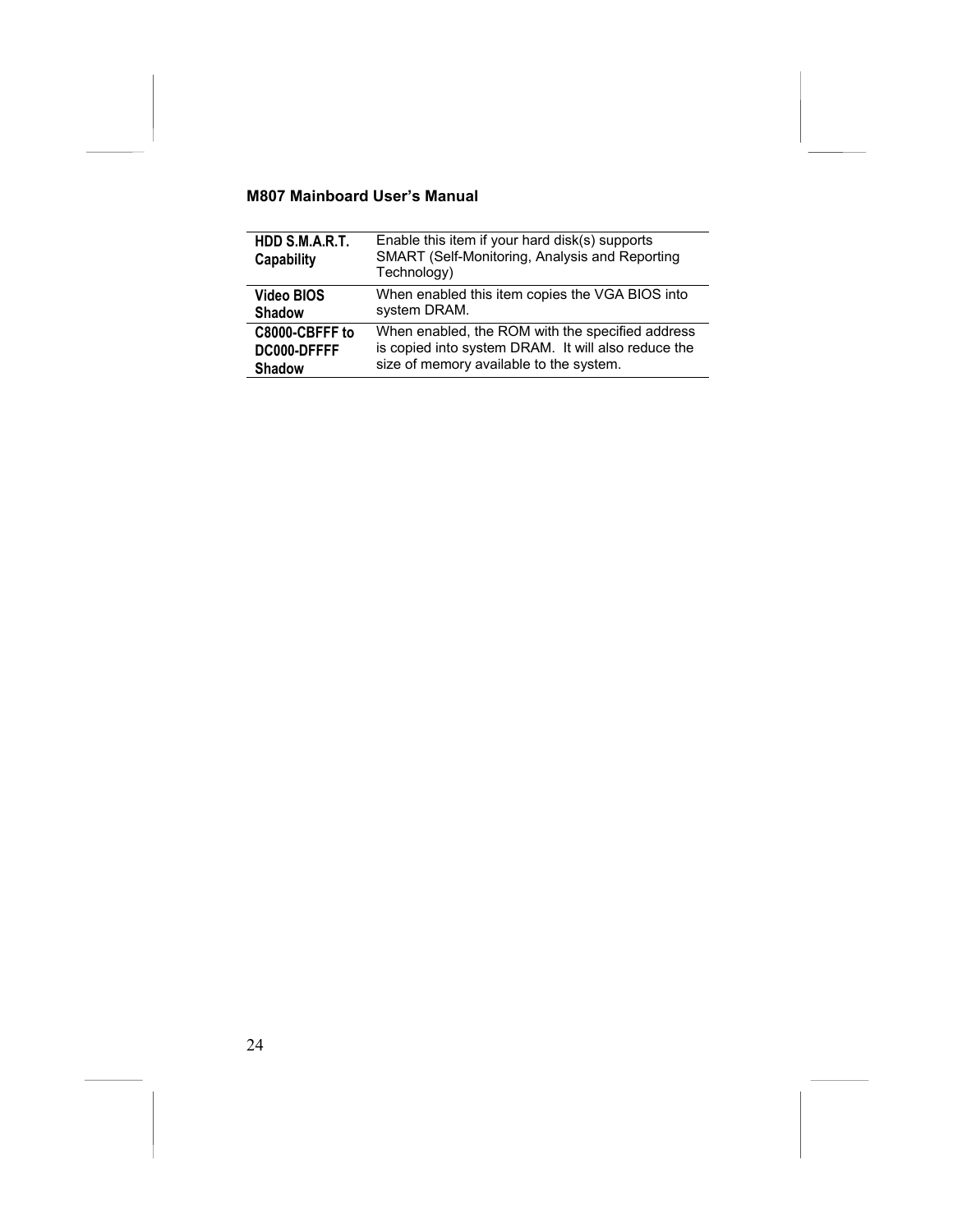| | |
|---|---|
| **HDD S.M.A.R.T. Capability** | Enable this item if your hard disk(s) supports SMART (Self-Monitoring, Analysis and Reporting Technology) |
| **Video BIOS Shadow** | When enabled this item copies the VGA BIOS into system DRAM. |
| **C8000-CBFFF to DC000-DFFFF Shadow** | When enabled, the ROM with the specified address is copied into system DRAM. It will also reduce the size of memory available to the system. |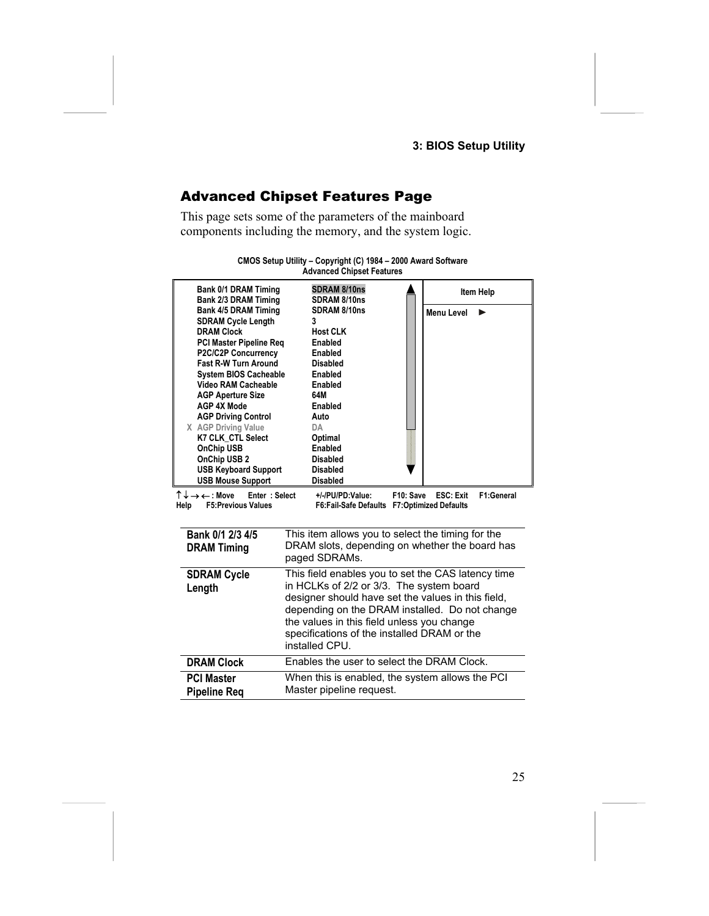## Advanced Chipset Features Page

This page sets some of the parameters of the mainboard components including the memory, and the system logic.

```
CMOS Setup Utility – Copyright (C) 1984 – 2000 Award Software
                 Advanced Chipset Features

   Bank 0/1 DRAM Timing        SDRAM 8/10ns        Item Help
   Bank 2/3 DRAM Timing        SDRAM 8/10ns
   Bank 4/5 DRAM Timing        SDRAM 8/10ns        Menu Level  ►
   SDRAM Cycle Length          3
   DRAM Clock                  Host CLK
   PCI Master Pipeline Req     Enabled
   P2C/C2P Concurrency         Enabled
   Fast R-W Turn Around        Disabled
   System BIOS Cacheable       Enabled
   Video RAM Cacheable         Enabled
   AGP Aperture Size           64M
   AGP 4X Mode                 Enabled
   AGP Driving Control         Auto
 X AGP Driving Value           DA
   K7 CLK_CTL Select           Optimal
   OnChip USB                  Enabled
   OnChip USB 2                Disabled
   USB Keyboard Support        Disabled
   USB Mouse Support           Disabled

↑↓→← : Move    Enter : Select    +/-/PU/PD:Value:    F10: Save    ESC: Exit    F1:General
Help    F5:Previous Values       F6:Fail-Safe Defaults    F7:Optimized Defaults
```

| | |
|---|---|
| **Bank 0/1 2/3 4/5 DRAM Timing** | This item allows you to select the timing for the DRAM slots, depending on whether the board has paged SDRAMs. |
| **SDRAM Cycle Length** | This field enables you to set the CAS latency time in HCLKs of 2/2 or 3/3. The system board designer should have set the values in this field, depending on the DRAM installed. Do not change the values in this field unless you change specifications of the installed DRAM or the installed CPU. |
| **DRAM Clock** | Enables the user to select the DRAM Clock. |
| **PCI Master Pipeline Req** | When this is enabled, the system allows the PCI Master pipeline request. |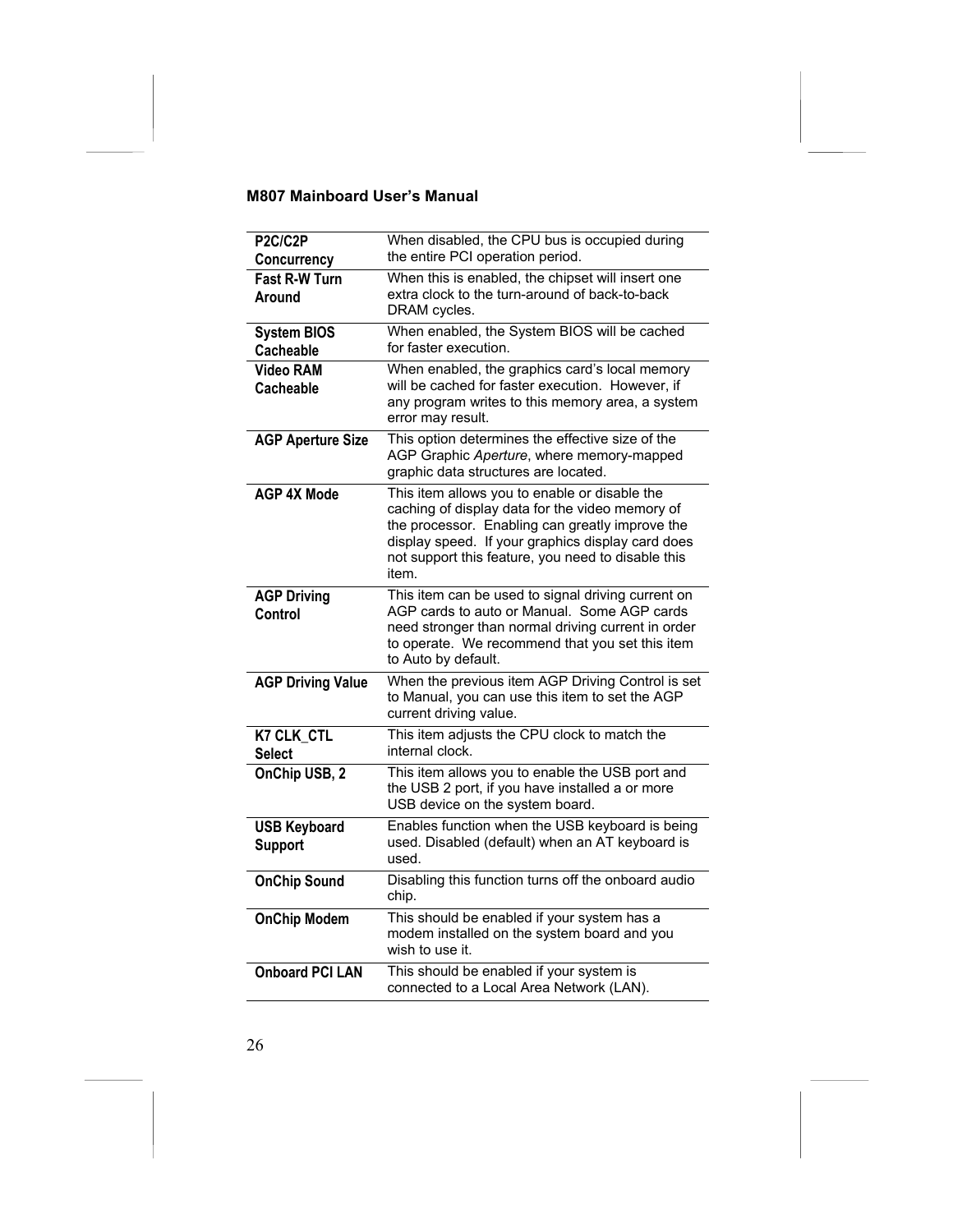| | |
|---|---|
| **P2C/C2P Concurrency** | When disabled, the CPU bus is occupied during the entire PCI operation period. |
| **Fast R-W Turn Around** | When this is enabled, the chipset will insert one extra clock to the turn-around of back-to-back DRAM cycles. |
| **System BIOS Cacheable** | When enabled, the System BIOS will be cached for faster execution. |
| **Video RAM Cacheable** | When enabled, the graphics card's local memory will be cached for faster execution. However, if any program writes to this memory area, a system error may result. |
| **AGP Aperture Size** | This option determines the effective size of the AGP Graphic *Aperture*, where memory-mapped graphic data structures are located. |
| **AGP 4X Mode** | This item allows you to enable or disable the caching of display data for the video memory of the processor. Enabling can greatly improve the display speed. If your graphics display card does not support this feature, you need to disable this item. |
| **AGP Driving Control** | This item can be used to signal driving current on AGP cards to auto or Manual. Some AGP cards need stronger than normal driving current in order to operate. We recommend that you set this item to Auto by default. |
| **AGP Driving Value** | When the previous item AGP Driving Control is set to Manual, you can use this item to set the AGP current driving value. |
| **K7 CLK_CTL Select** | This item adjusts the CPU clock to match the internal clock. |
| **OnChip USB, 2** | This item allows you to enable the USB port and the USB 2 port, if you have installed a or more USB device on the system board. |
| **USB Keyboard Support** | Enables function when the USB keyboard is being used. Disabled (default) when an AT keyboard is used. |
| **OnChip Sound** | Disabling this function turns off the onboard audio chip. |
| **OnChip Modem** | This should be enabled if your system has a modem installed on the system board and you wish to use it. |
| **Onboard PCI LAN** | This should be enabled if your system is connected to a Local Area Network (LAN). |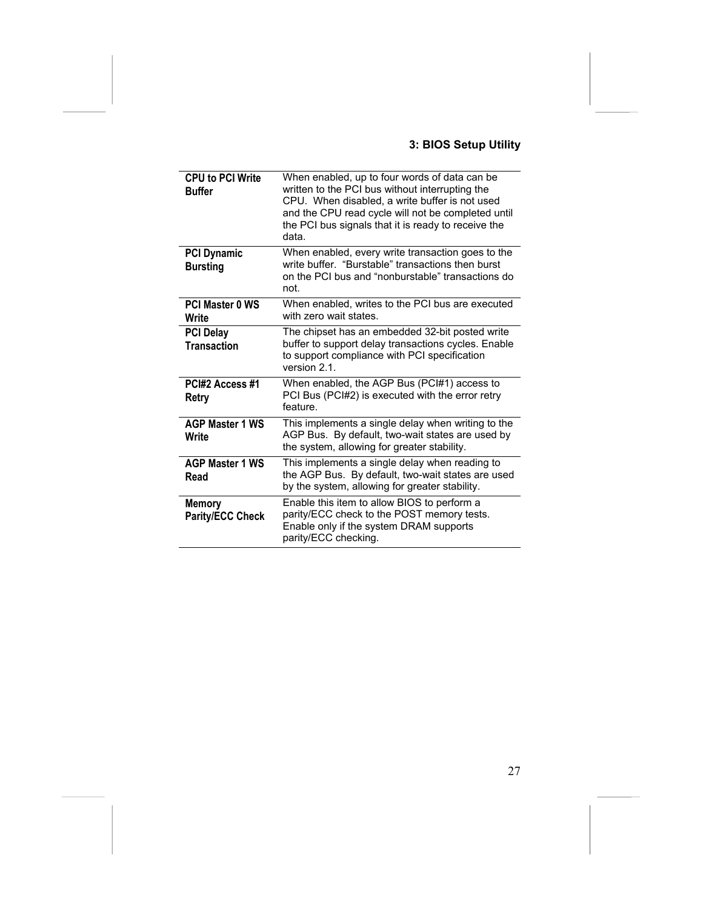| | |
|---|---|
| **CPU to PCI Write Buffer** | When enabled, up to four words of data can be written to the PCI bus without interrupting the CPU. When disabled, a write buffer is not used and the CPU read cycle will not be completed until the PCI bus signals that it is ready to receive the data. |
| **PCI Dynamic Bursting** | When enabled, every write transaction goes to the write buffer. "Burstable" transactions then burst on the PCI bus and "nonburstable" transactions do not. |
| **PCI Master 0 WS Write** | When enabled, writes to the PCI bus are executed with zero wait states. |
| **PCI Delay Transaction** | The chipset has an embedded 32-bit posted write buffer to support delay transactions cycles. Enable to support compliance with PCI specification version 2.1. |
| **PCI#2 Access #1 Retry** | When enabled, the AGP Bus (PCI#1) access to PCI Bus (PCI#2) is executed with the error retry feature. |
| **AGP Master 1 WS Write** | This implements a single delay when writing to the AGP Bus. By default, two-wait states are used by the system, allowing for greater stability. |
| **AGP Master 1 WS Read** | This implements a single delay when reading to the AGP Bus. By default, two-wait states are used by the system, allowing for greater stability. |
| **Memory Parity/ECC Check** | Enable this item to allow BIOS to perform a parity/ECC check to the POST memory tests. Enable only if the system DRAM supports parity/ECC checking. |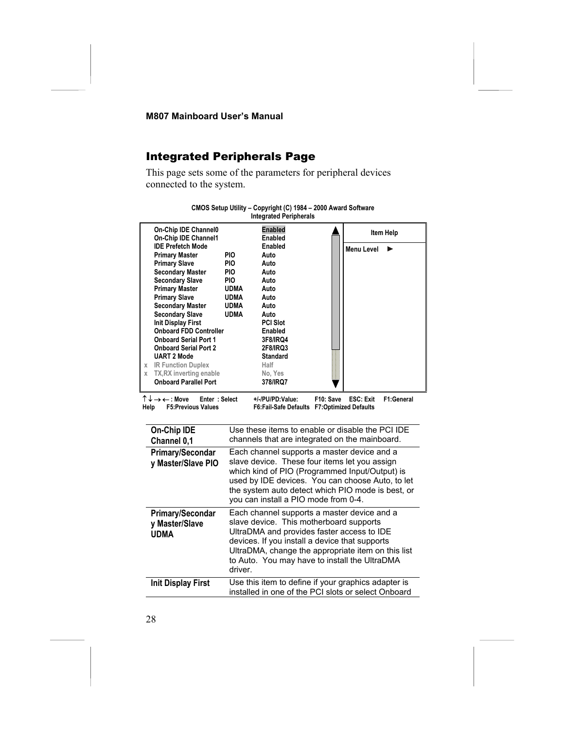## Integrated Peripherals Page

This page sets some of the parameters for peripheral devices connected to the system.

```
                CMOS Setup Utility – Copyright (C) 1984 – 2000 Award Software
                                Integrated Peripherals

    On-Chip IDE Channel0              Enabled          |  Item Help
    On-Chip IDE Channel1              Enabled          |
    IDE Prefetch Mode                 Enabled          |  Menu Level  ►
    Primary Master         PIO        Auto             |
    Primary Slave          PIO        Auto             |
    Secondary Master       PIO        Auto             |
    Secondary Slave        PIO        Auto             |
    Primary Master         UDMA       Auto             |
    Primary Slave          UDMA       Auto             |
    Secondary Master       UDMA       Auto             |
    Secondary Slave        UDMA       Auto             |
    Init Display First                PCI Slot         |
    Onboard FDD Controller            Enabled          |
    Onboard Serial Port 1             3F8/IRQ4         |
    Onboard Serial Port 2             2F8/IRQ3         |
    UART 2 Mode                       Standard         |
 x  IR Function Duplex                Half             |
 x  TX,RX inverting enable            No, Yes          |
    Onboard Parallel Port             378/IRQ7         |

↑↓→←: Move    Enter : Select    +/-/PU/PD:Value:    F10: Save    ESC: Exit    F1:General
Help     F5:Previous Values         F6:Fail-Safe Defaults   F7:Optimized Defaults
```

| | |
|---|---|
| **On-Chip IDE Channel 0,1** | Use these items to enable or disable the PCI IDE channels that are integrated on the mainboard. |
| **Primary/Secondary Master/Slave PIO** | Each channel supports a master device and a slave device. These four items let you assign which kind of PIO (Programmed Input/Output) is used by IDE devices. You can choose Auto, to let the system auto detect which PIO mode is best, or you can install a PIO mode from 0-4. |
| **Primary/Secondary Master/Slave UDMA** | Each channel supports a master device and a slave device. This motherboard supports UltraDMA and provides faster access to IDE devices. If you install a device that supports UltraDMA, change the appropriate item on this list to Auto. You may have to install the UltraDMA driver. |
| **Init Display First** | Use this item to define if your graphics adapter is installed in one of the PCI slots or select Onboard |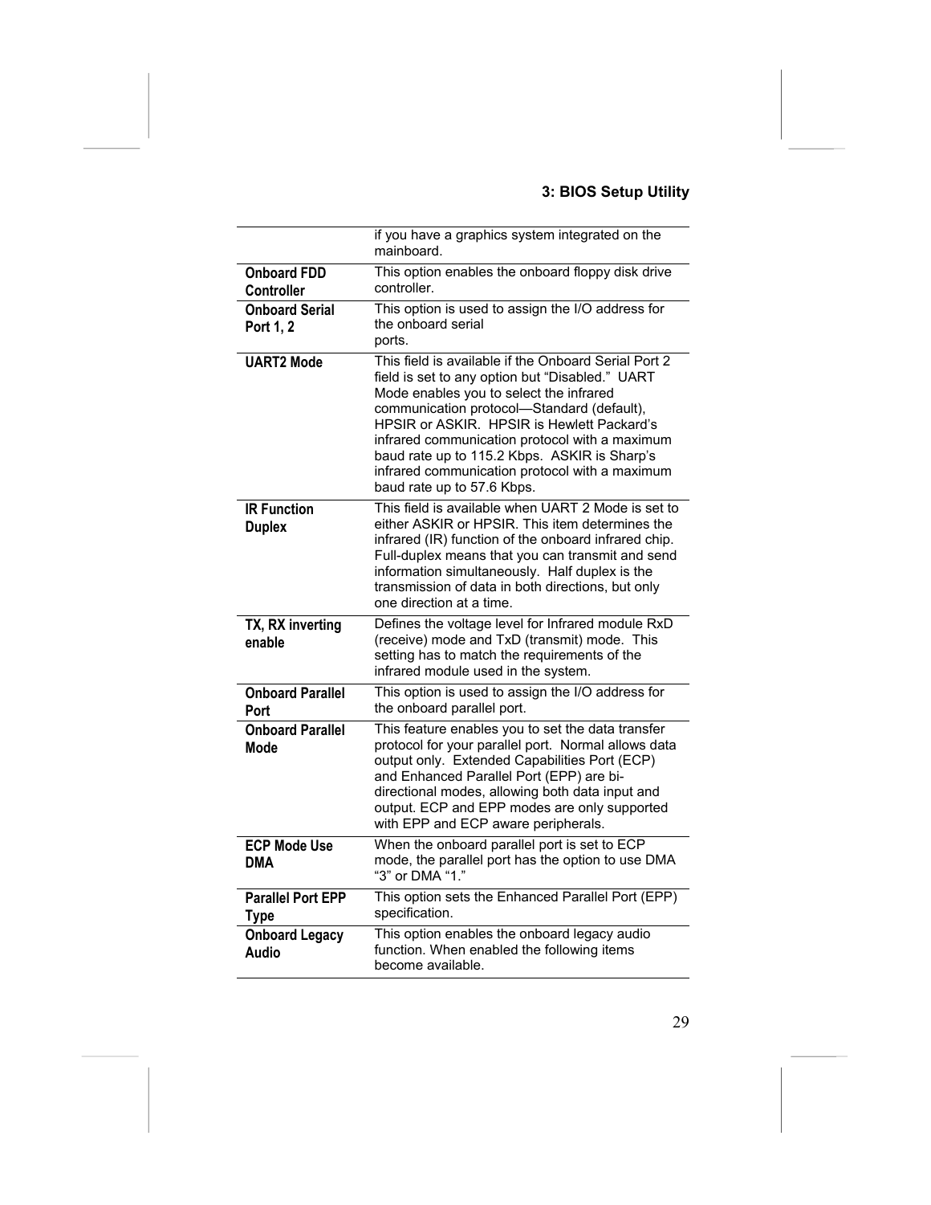| | |
|---|---|
| | if you have a graphics system integrated on the mainboard. |
| **Onboard FDD Controller** | This option enables the onboard floppy disk drive controller. |
| **Onboard Serial Port 1, 2** | This option is used to assign the I/O address for the onboard serial ports. |
| **UART2 Mode** | This field is available if the Onboard Serial Port 2 field is set to any option but "Disabled." UART Mode enables you to select the infrared communication protocol—Standard (default), HPSIR or ASKIR. HPSIR is Hewlett Packard's infrared communication protocol with a maximum baud rate up to 115.2 Kbps. ASKIR is Sharp's infrared communication protocol with a maximum baud rate up to 57.6 Kbps. |
| **IR Function Duplex** | This field is available when UART 2 Mode is set to either ASKIR or HPSIR. This item determines the infrared (IR) function of the onboard infrared chip. Full-duplex means that you can transmit and send information simultaneously. Half duplex is the transmission of data in both directions, but only one direction at a time. |
| **TX, RX inverting enable** | Defines the voltage level for Infrared module RxD (receive) mode and TxD (transmit) mode. This setting has to match the requirements of the infrared module used in the system. |
| **Onboard Parallel Port** | This option is used to assign the I/O address for the onboard parallel port. |
| **Onboard Parallel Mode** | This feature enables you to set the data transfer protocol for your parallel port. Normal allows data output only. Extended Capabilities Port (ECP) and Enhanced Parallel Port (EPP) are bi-directional modes, allowing both data input and output. ECP and EPP modes are only supported with EPP and ECP aware peripherals. |
| **ECP Mode Use DMA** | When the onboard parallel port is set to ECP mode, the parallel port has the option to use DMA "3" or DMA "1." |
| **Parallel Port EPP Type** | This option sets the Enhanced Parallel Port (EPP) specification. |
| **Onboard Legacy Audio** | This option enables the onboard legacy audio function. When enabled the following items become available. |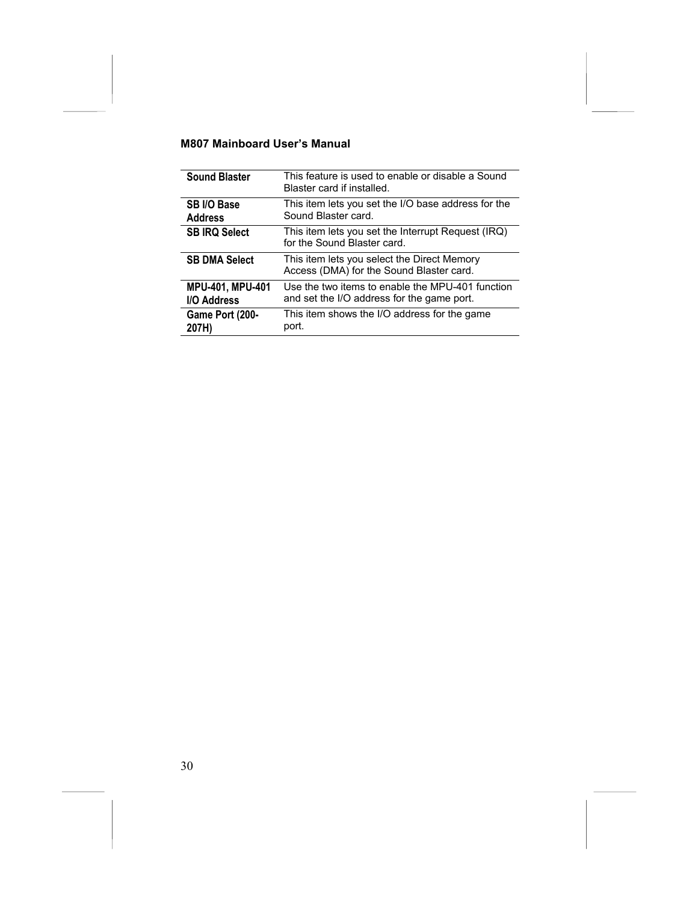| | |
|---|---|
| **Sound Blaster** | This feature is used to enable or disable a Sound Blaster card if installed. |
| **SB I/O Base Address** | This item lets you set the I/O base address for the Sound Blaster card. |
| **SB IRQ Select** | This item lets you set the Interrupt Request (IRQ) for the Sound Blaster card. |
| **SB DMA Select** | This item lets you select the Direct Memory Access (DMA) for the Sound Blaster card. |
| **MPU-401, MPU-401 I/O Address** | Use the two items to enable the MPU-401 function and set the I/O address for the game port. |
| **Game Port (200-207H)** | This item shows the I/O address for the game port. |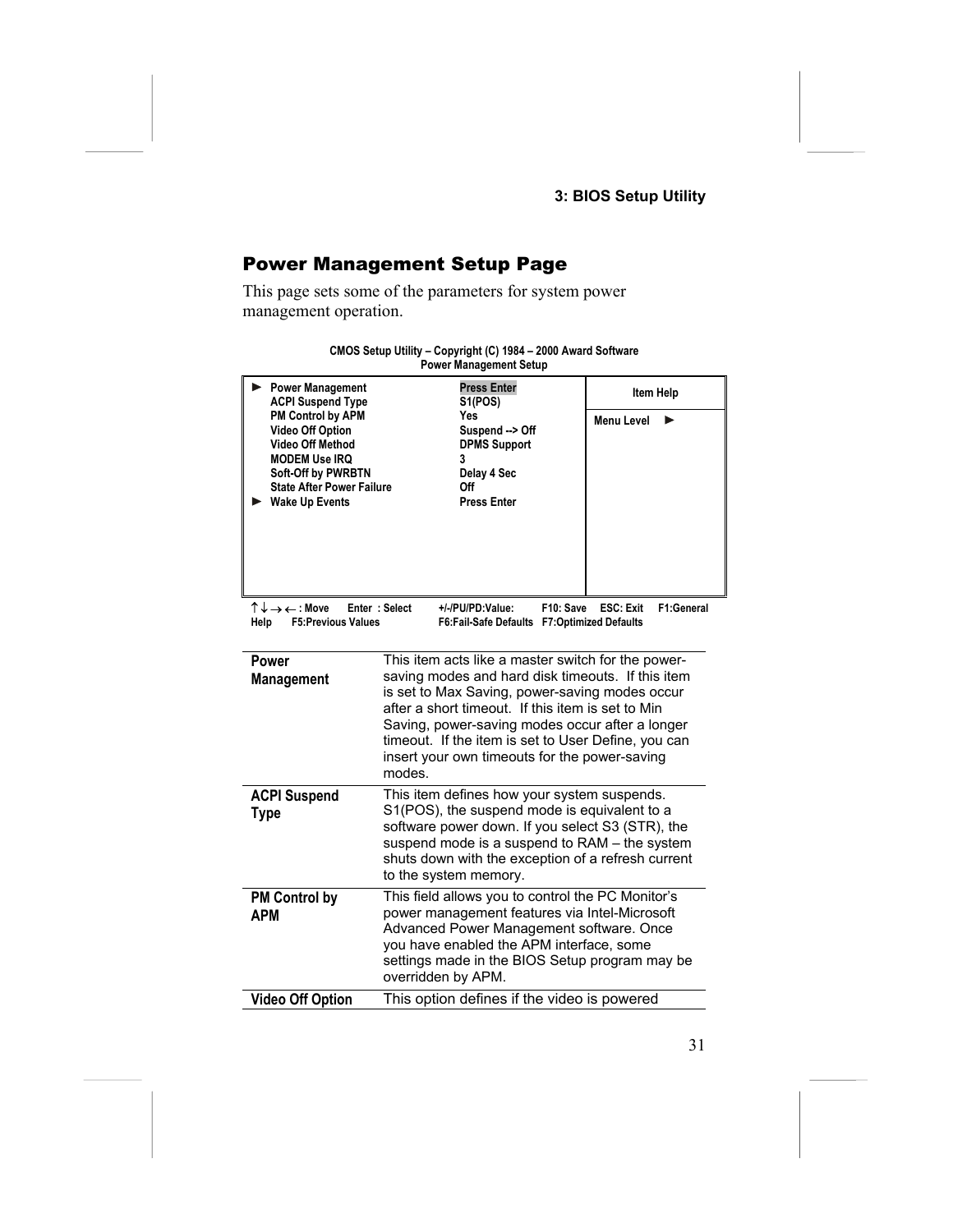## Power Management Setup Page

This page sets some of the parameters for system power management operation.

**CMOS Setup Utility – Copyright (C) 1984 – 2000 Award Software**
**Power Management Setup**

| | | Item Help |
|---|---|---|
| ► Power Management | Press Enter | Menu Level ► |
| ACPI Suspend Type | S1(POS) | |
| PM Control by APM | Yes | |
| Video Off Option | Suspend --> Off | |
| Video Off Method | DPMS Support | |
| MODEM Use IRQ | 3 | |
| Soft-Off by PWRBTN | Delay 4 Sec | |
| State After Power Failure | Off | |
| ► Wake Up Events | Press Enter | |

↑↓→← : Move   Enter : Select   +/-/PU/PD:Value:   F10: Save   ESC: Exit   F1:General Help   F5:Previous Values   F6:Fail-Safe Defaults   F7:Optimized Defaults

| | |
|---|---|
| **Power Management** | This item acts like a master switch for the power-saving modes and hard disk timeouts. If this item is set to Max Saving, power-saving modes occur after a short timeout. If this item is set to Min Saving, power-saving modes occur after a longer timeout. If the item is set to User Define, you can insert your own timeouts for the power-saving modes. |
| **ACPI Suspend Type** | This item defines how your system suspends. S1(POS), the suspend mode is equivalent to a software power down. If you select S3 (STR), the suspend mode is a suspend to RAM – the system shuts down with the exception of a refresh current to the system memory. |
| **PM Control by APM** | This field allows you to control the PC Monitor's power management features via Intel-Microsoft Advanced Power Management software. Once you have enabled the APM interface, some settings made in the BIOS Setup program may be overridden by APM. |
| **Video Off Option** | This option defines if the video is powered |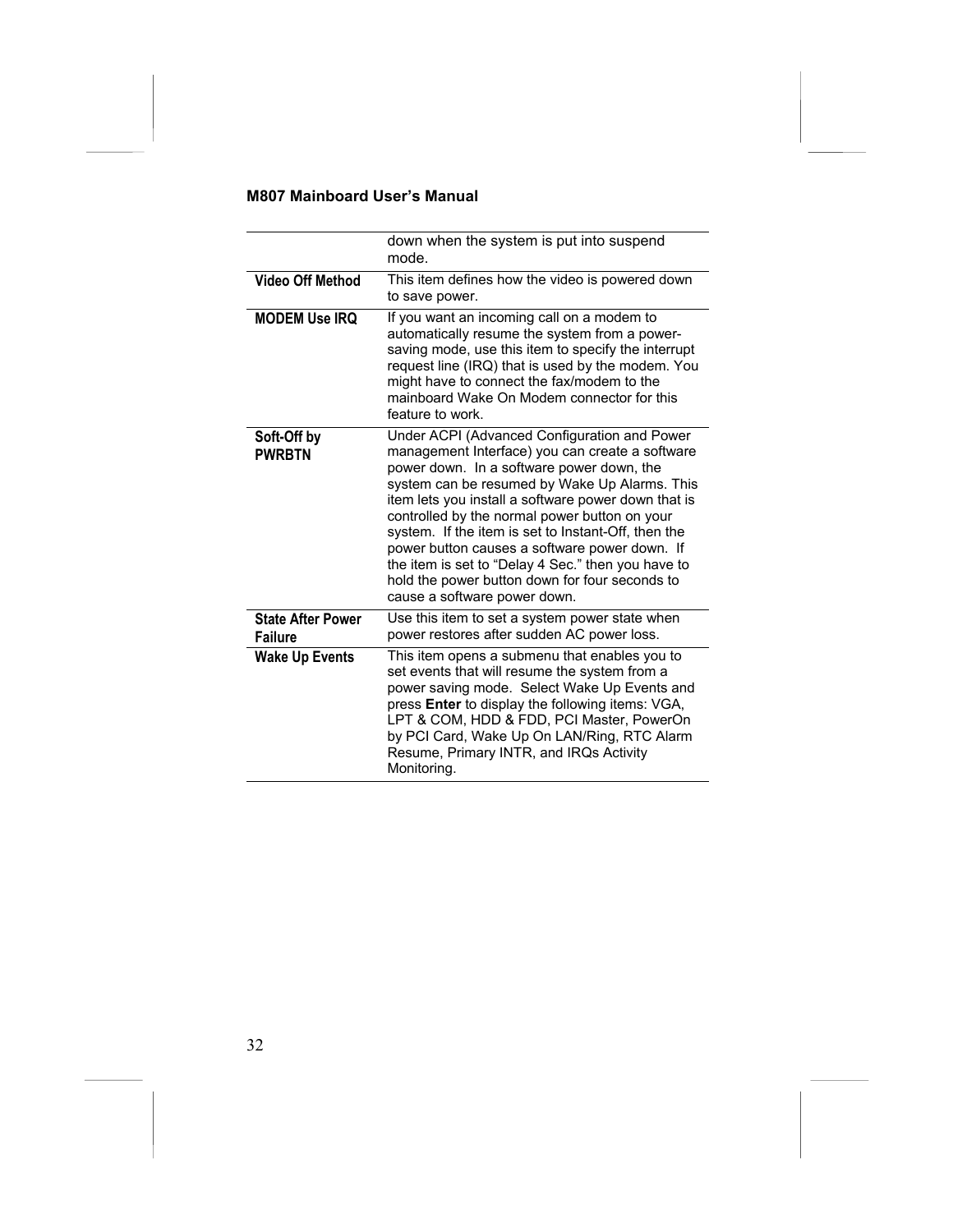| | |
|---|---|
| | down when the system is put into suspend mode. |
| **Video Off Method** | This item defines how the video is powered down to save power. |
| **MODEM Use IRQ** | If you want an incoming call on a modem to automatically resume the system from a power-saving mode, use this item to specify the interrupt request line (IRQ) that is used by the modem. You might have to connect the fax/modem to the mainboard Wake On Modem connector for this feature to work. |
| **Soft-Off by PWRBTN** | Under ACPI (Advanced Configuration and Power management Interface) you can create a software power down. In a software power down, the system can be resumed by Wake Up Alarms. This item lets you install a software power down that is controlled by the normal power button on your system. If the item is set to Instant-Off, then the power button causes a software power down. If the item is set to "Delay 4 Sec." then you have to hold the power button down for four seconds to cause a software power down. |
| **State After Power Failure** | Use this item to set a system power state when power restores after sudden AC power loss. |
| **Wake Up Events** | This item opens a submenu that enables you to set events that will resume the system from a power saving mode. Select Wake Up Events and press **Enter** to display the following items: VGA, LPT & COM, HDD & FDD, PCI Master, PowerOn by PCI Card, Wake Up On LAN/Ring, RTC Alarm Resume, Primary INTR, and IRQs Activity Monitoring. |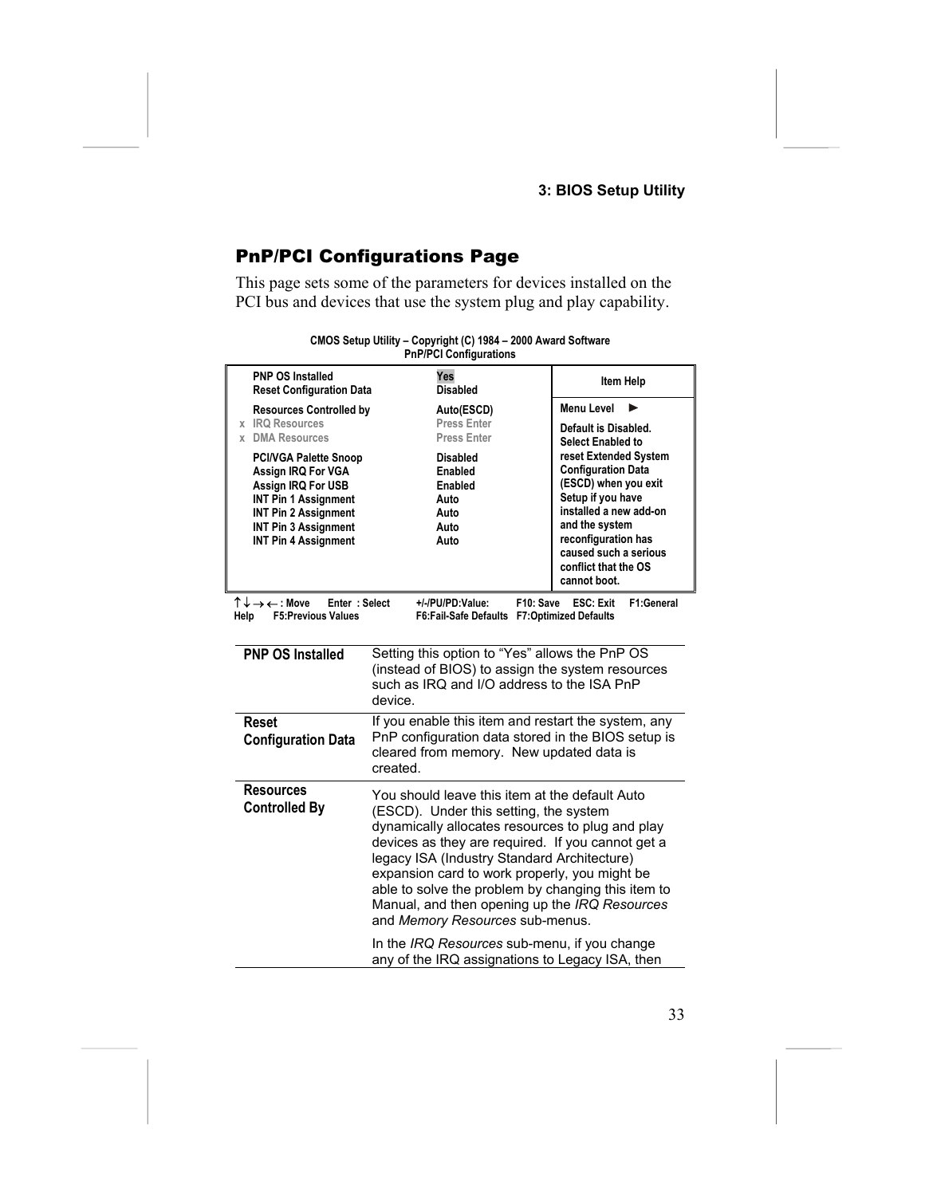## PnP/PCI Configurations Page

This page sets some of the parameters for devices installed on the PCI bus and devices that use the system plug and play capability.

**CMOS Setup Utility – Copyright (C) 1984 – 2000 Award Software**
**PnP/PCI Configurations**

| | | | Item Help |
|---|---|---|---|
| | PNP OS Installed | Yes | Menu Level ► |
| | Reset Configuration Data | Disabled | Default is Disabled. Select Enabled to reset Extended System Configuration Data (ESCD) when you exit Setup if you have installed a new add-on and the system reconfiguration has caused such a serious conflict that the OS cannot boot. |
| | Resources Controlled by | Auto(ESCD) | |
| x | IRQ Resources | Press Enter | |
| x | DMA Resources | Press Enter | |
| | PCI/VGA Palette Snoop | Disabled | |
| | Assign IRQ For VGA | Enabled | |
| | Assign IRQ For USB | Enabled | |
| | INT Pin 1 Assignment | Auto | |
| | INT Pin 2 Assignment | Auto | |
| | INT Pin 3 Assignment | Auto | |
| | INT Pin 4 Assignment | Auto | |

↑↓→←: Move Enter : Select +/-/PU/PD:Value: F10: Save ESC: Exit F1:General Help F5:Previous Values F6:Fail-Safe Defaults F7:Optimized Defaults

| | |
|---|---|
| **PNP OS Installed** | Setting this option to "Yes" allows the PnP OS (instead of BIOS) to assign the system resources such as IRQ and I/O address to the ISA PnP device. |
| **Reset Configuration Data** | If you enable this item and restart the system, any PnP configuration data stored in the BIOS setup is cleared from memory. New updated data is created. |
| **Resources Controlled By** | You should leave this item at the default Auto (ESCD). Under this setting, the system dynamically allocates resources to plug and play devices as they are required. If you cannot get a legacy ISA (Industry Standard Architecture) expansion card to work properly, you might be able to solve the problem by changing this item to Manual, and then opening up the *IRQ Resources* and *Memory Resources* sub-menus.<br><br>In the *IRQ Resources* sub-menu, if you change any of the IRQ assignations to Legacy ISA, then |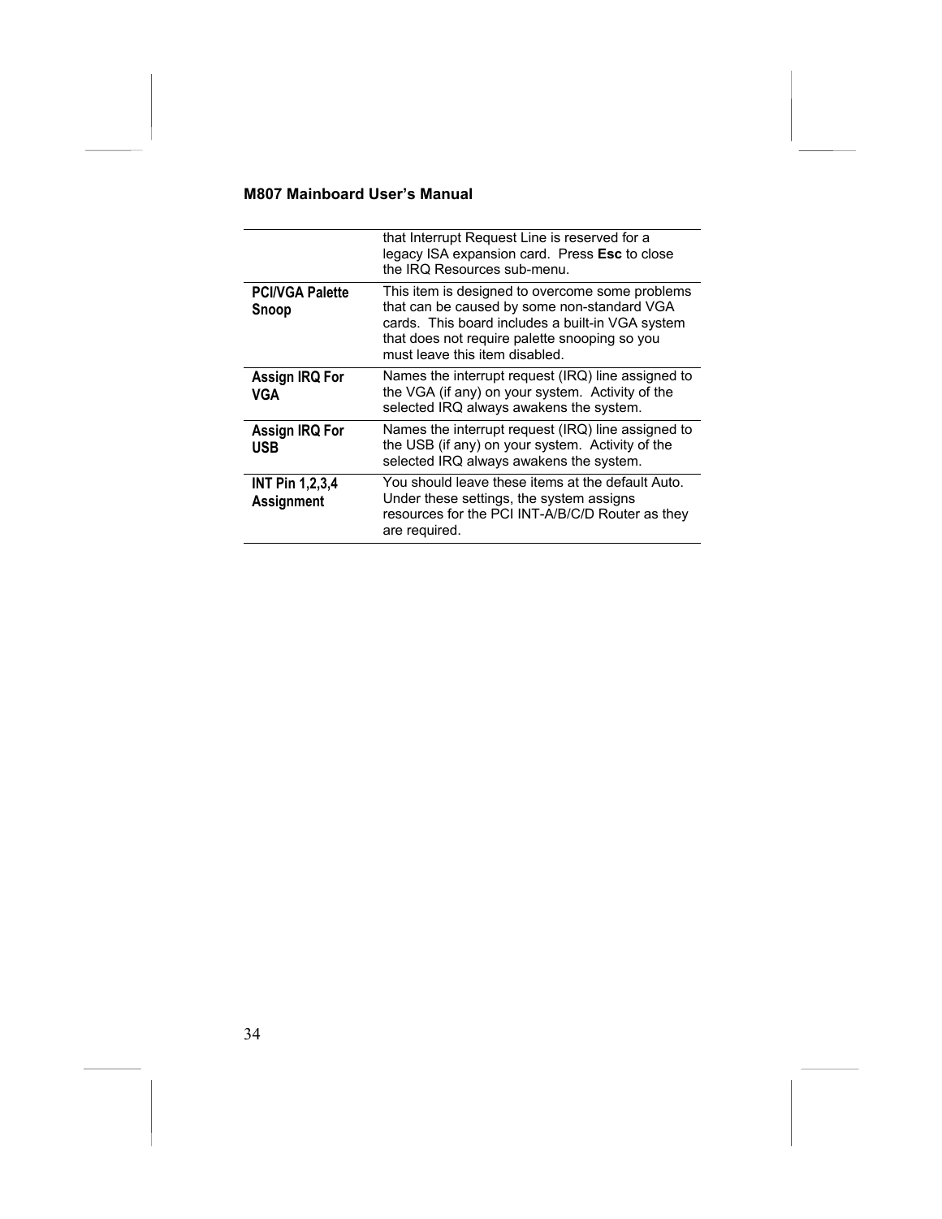| | |
|---|---|
| | that Interrupt Request Line is reserved for a legacy ISA expansion card. Press **Esc** to close the IRQ Resources sub-menu. |
| **PCI/VGA Palette Snoop** | This item is designed to overcome some problems that can be caused by some non-standard VGA cards. This board includes a built-in VGA system that does not require palette snooping so you must leave this item disabled. |
| **Assign IRQ For VGA** | Names the interrupt request (IRQ) line assigned to the VGA (if any) on your system. Activity of the selected IRQ always awakens the system. |
| **Assign IRQ For USB** | Names the interrupt request (IRQ) line assigned to the USB (if any) on your system. Activity of the selected IRQ always awakens the system. |
| **INT Pin 1,2,3,4 Assignment** | You should leave these items at the default Auto. Under these settings, the system assigns resources for the PCI INT-A/B/C/D Router as they are required. |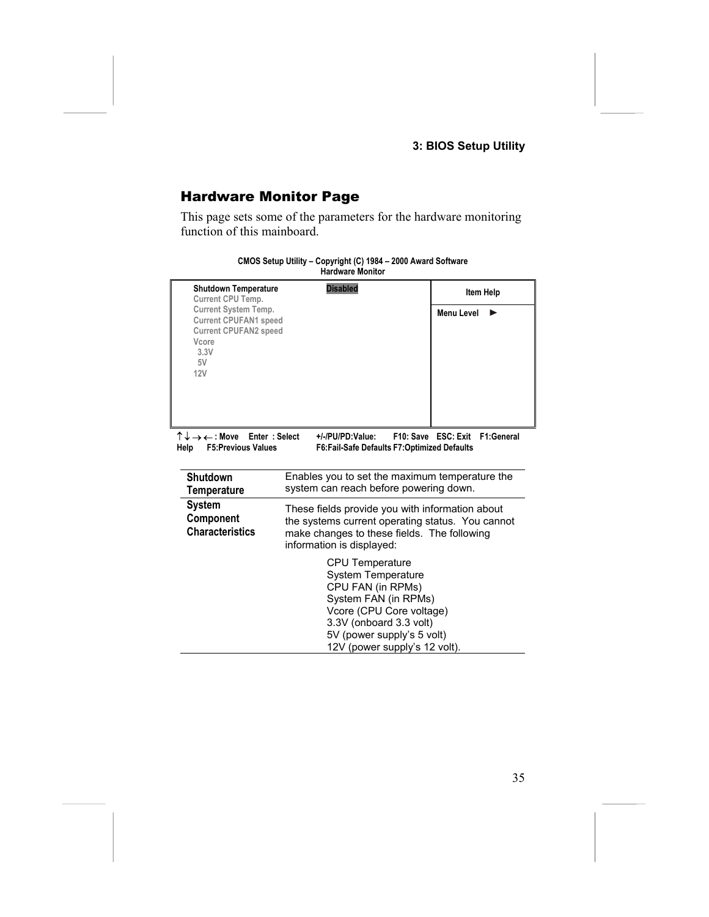## Hardware Monitor Page

This page sets some of the parameters for the hardware monitoring function of this mainboard.

```
CMOS Setup Utility – Copyright (C) 1984 – 2000 Award Software
                      Hardware Monitor

  Shutdown Temperature           Disabled        | Item Help
  Current CPU Temp.                              |
  Current System Temp.                           | Menu Level  ►
  Current CPUFAN1 speed                          |
  Current CPUFAN2 speed                          |
  Vcore                                          |
   3.3V                                          |
   5V                                            |
  12V                                            |

↑↓→←: Move   Enter : Select   +/-/PU/PD:Value:   F10: Save   ESC: Exit   F1:General
Help   F5:Previous Values        F6:Fail-Safe Defaults F7:Optimized Defaults
```

| | |
|---|---|
| **Shutdown Temperature** | Enables you to set the maximum temperature the system can reach before powering down. |
| **System Component Characteristics** | These fields provide you with information about the systems current operating status. You cannot make changes to these fields. The following information is displayed:<br><br>CPU Temperature<br>System Temperature<br>CPU FAN (in RPMs)<br>System FAN (in RPMs)<br>Vcore (CPU Core voltage)<br>3.3V (onboard 3.3 volt)<br>5V (power supply's 5 volt)<br>12V (power supply's 12 volt). |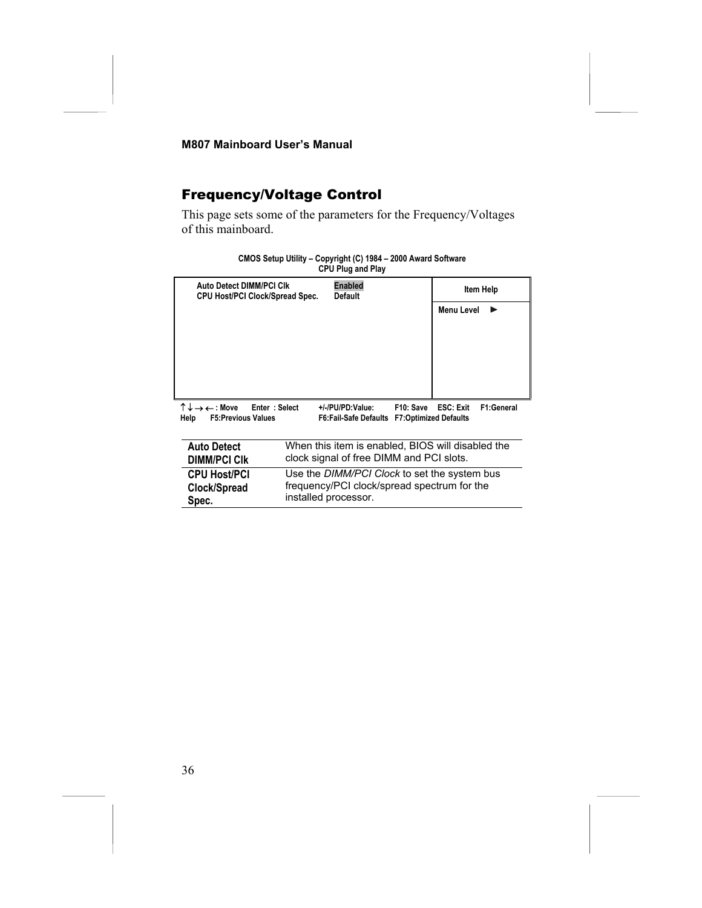## Frequency/Voltage Control

This page sets some of the parameters for the Frequency/Voltages of this mainboard.

```
CMOS Setup Utility – Copyright (C) 1984 – 2000 Award Software
CPU Plug and Play

  Auto Detect DIMM/PCI Clk            Enabled       | Item Help
  CPU Host/PCI Clock/Spread Spec.     Default       |
                                                    | Menu Level  ►

↑↓→←: Move   Enter : Select   +/-/PU/PD:Value:   F10: Save   ESC: Exit   F1:General
Help   F5:Previous Values   F6:Fail-Safe Defaults   F7:Optimized Defaults
```

| | |
|---|---|
| **Auto Detect DIMM/PCI Clk** | When this item is enabled, BIOS will disabled the clock signal of free DIMM and PCI slots. |
| **CPU Host/PCI Clock/Spread Spec.** | Use the *DIMM/PCI Clock* to set the system bus frequency/PCI clock/spread spectrum for the installed processor. |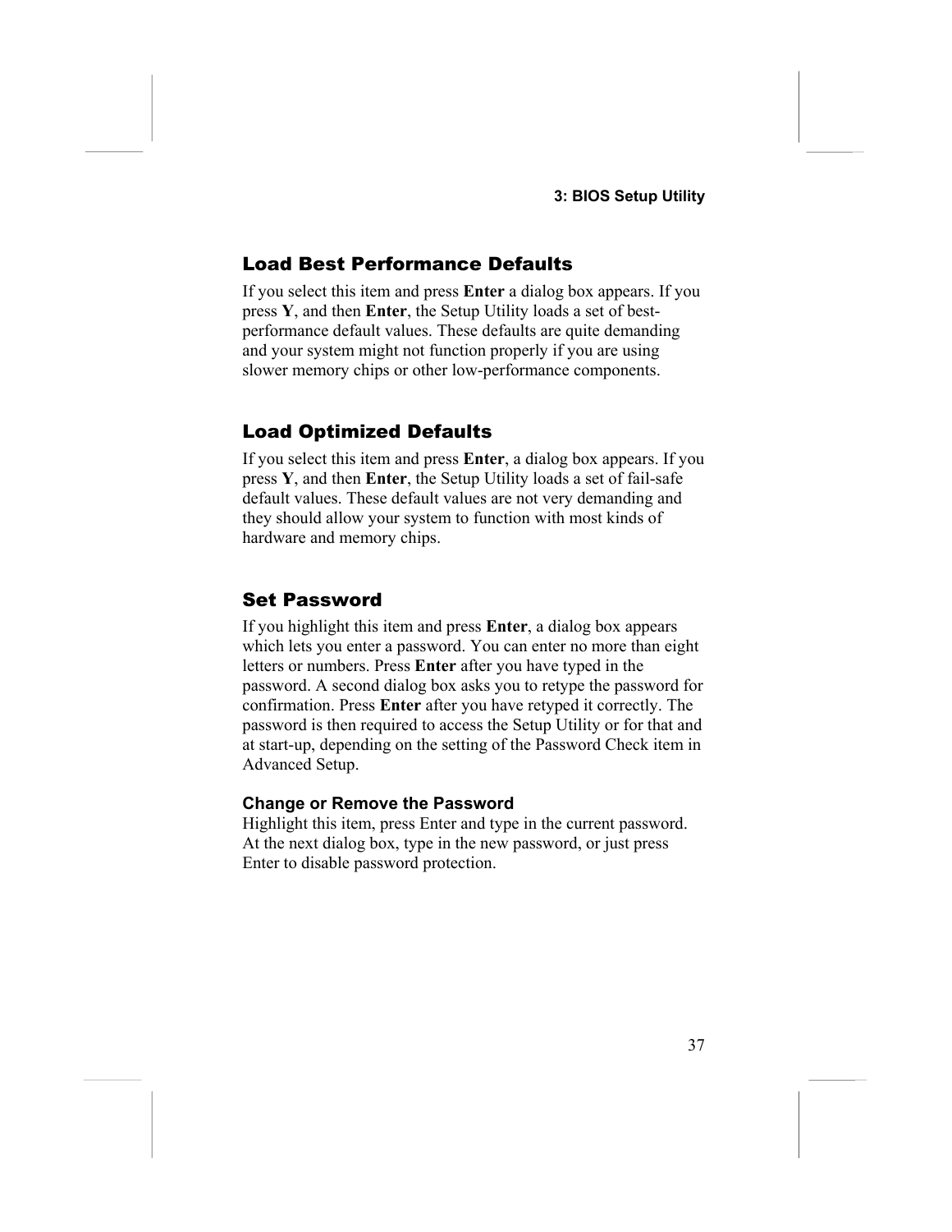## Load Best Performance Defaults

If you select this item and press **Enter** a dialog box appears. If you press **Y**, and then **Enter**, the Setup Utility loads a set of best-performance default values. These defaults are quite demanding and your system might not function properly if you are using slower memory chips or other low-performance components.

## Load Optimized Defaults

If you select this item and press **Enter**, a dialog box appears. If you press **Y**, and then **Enter**, the Setup Utility loads a set of fail-safe default values. These default values are not very demanding and they should allow your system to function with most kinds of hardware and memory chips.

## Set Password

If you highlight this item and press **Enter**, a dialog box appears which lets you enter a password. You can enter no more than eight letters or numbers. Press **Enter** after you have typed in the password. A second dialog box asks you to retype the password for confirmation. Press **Enter** after you have retyped it correctly. The password is then required to access the Setup Utility or for that and at start-up, depending on the setting of the Password Check item in Advanced Setup.

### Change or Remove the Password

Highlight this item, press Enter and type in the current password. At the next dialog box, type in the new password, or just press Enter to disable password protection.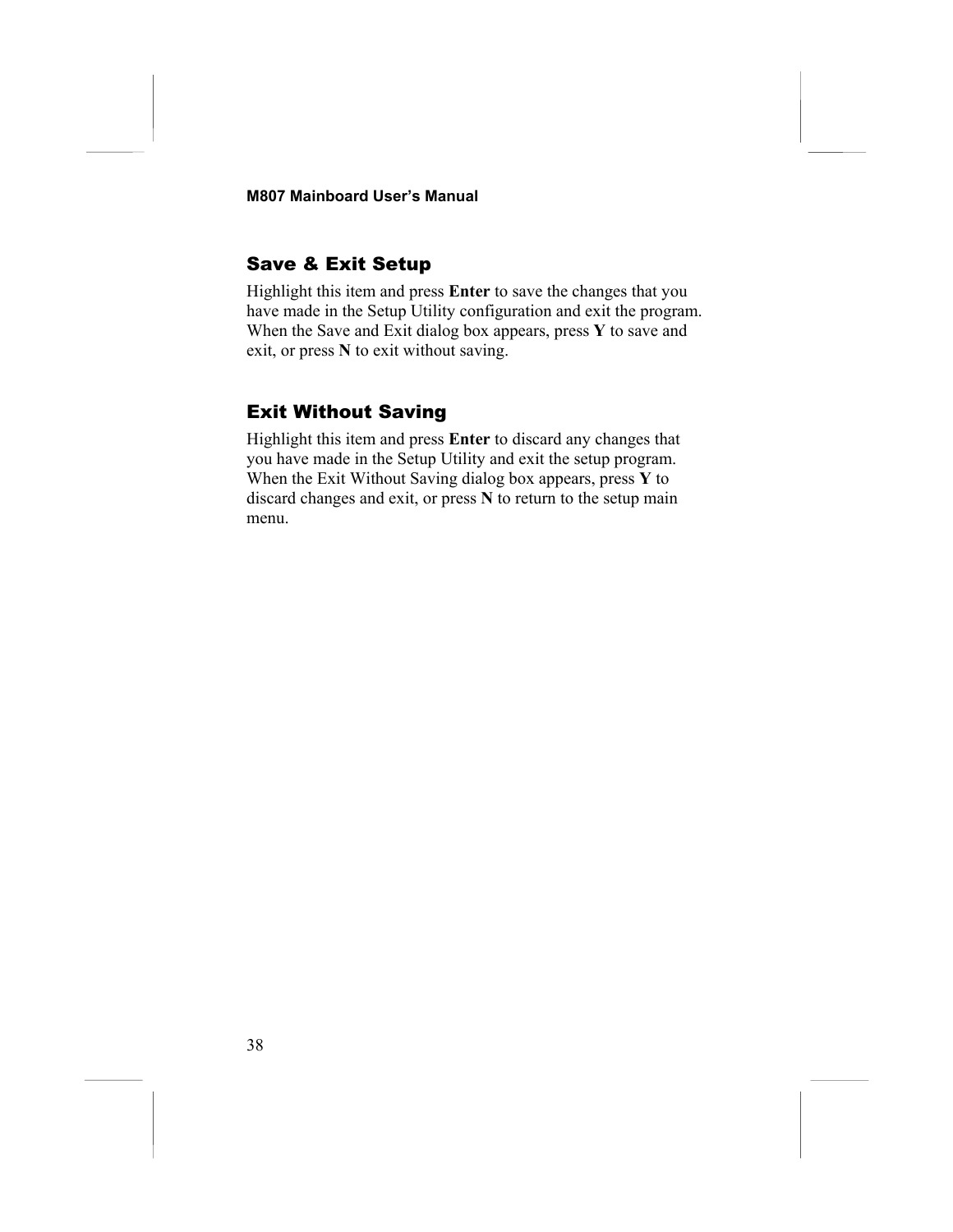## Save & Exit Setup

Highlight this item and press **Enter** to save the changes that you have made in the Setup Utility configuration and exit the program. When the Save and Exit dialog box appears, press **Y** to save and exit, or press **N** to exit without saving.

## Exit Without Saving

Highlight this item and press **Enter** to discard any changes that you have made in the Setup Utility and exit the setup program. When the Exit Without Saving dialog box appears, press **Y** to discard changes and exit, or press **N** to return to the setup main menu.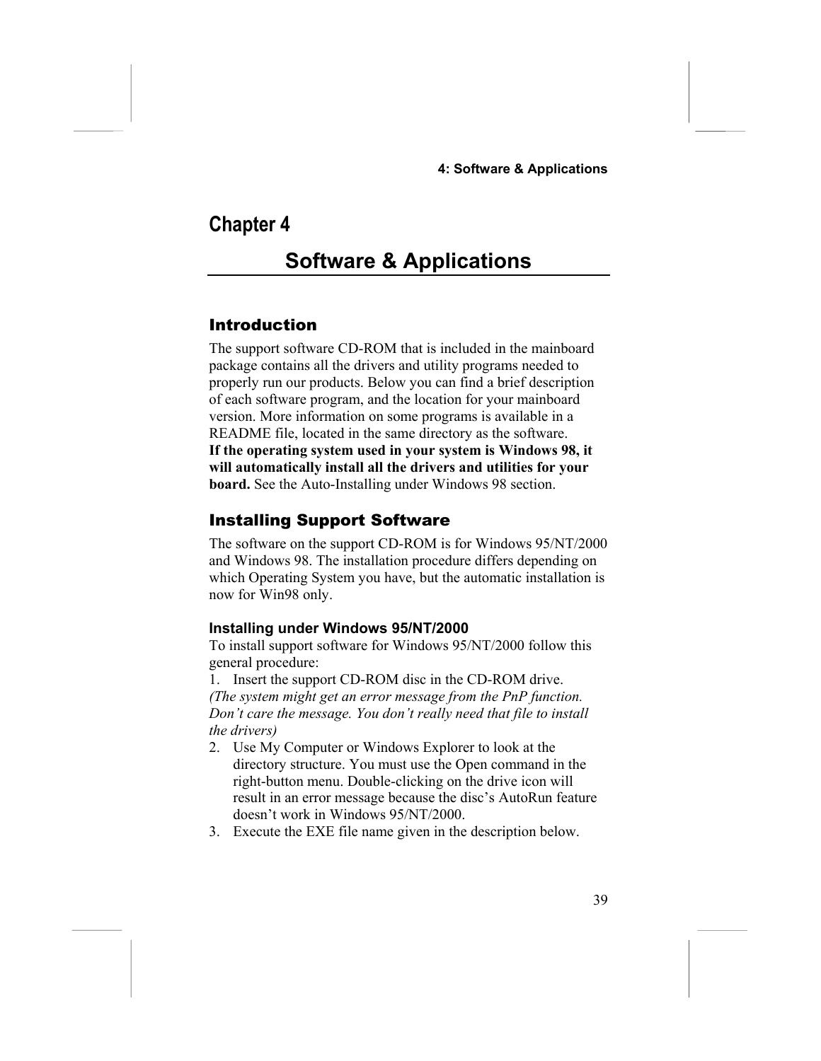# Chapter 4

## Software & Applications

### Introduction

The support software CD-ROM that is included in the mainboard package contains all the drivers and utility programs needed to properly run our products. Below you can find a brief description of each software program, and the location for your mainboard version. More information on some programs is available in a README file, located in the same directory as the software.
**If the operating system used in your system is Windows 98, it will automatically install all the drivers and utilities for your board.** See the Auto-Installing under Windows 98 section.

### Installing Support Software

The software on the support CD-ROM is for Windows 95/NT/2000 and Windows 98. The installation procedure differs depending on which Operating System you have, but the automatic installation is now for Win98 only.

#### Installing under Windows 95/NT/2000

To install support software for Windows 95/NT/2000 follow this general procedure:

1. Insert the support CD-ROM disc in the CD-ROM drive.

*(The system might get an error message from the PnP function. Don't care the message. You don't really need that file to install the drivers)*

2. Use My Computer or Windows Explorer to look at the directory structure. You must use the Open command in the right-button menu. Double-clicking on the drive icon will result in an error message because the disc's AutoRun feature doesn't work in Windows 95/NT/2000.
3. Execute the EXE file name given in the description below.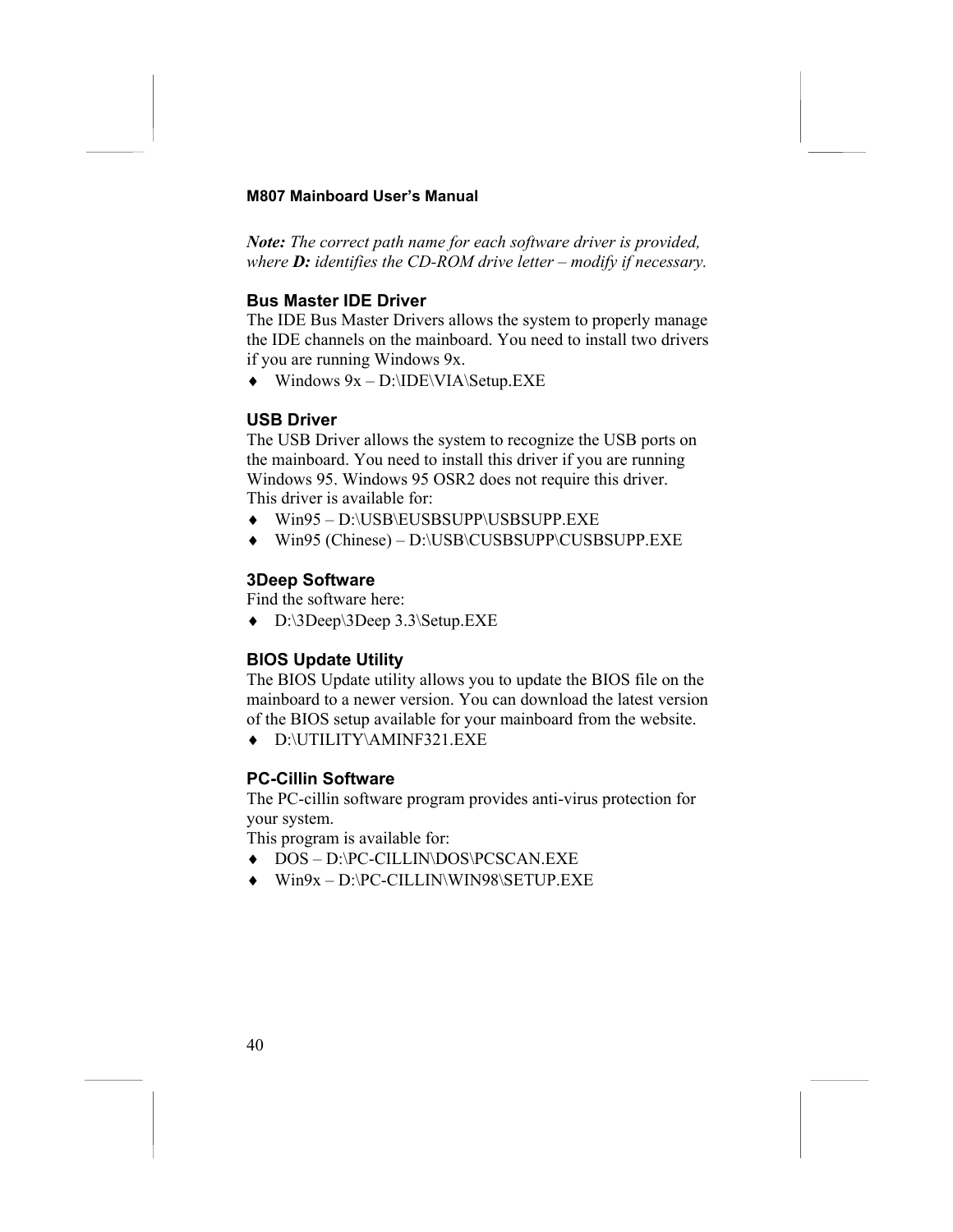*__Note:__ The correct path name for each software driver is provided, where __D:__ identifies the CD-ROM drive letter – modify if necessary.*

### Bus Master IDE Driver

The IDE Bus Master Drivers allows the system to properly manage the IDE channels on the mainboard. You need to install two drivers if you are running Windows 9x.

- Windows 9x – D:\IDE\VIA\Setup.EXE

### USB Driver

The USB Driver allows the system to recognize the USB ports on the mainboard. You need to install this driver if you are running Windows 95. Windows 95 OSR2 does not require this driver.
This driver is available for:

- Win95 – D:\USB\EUSBSUPP\USBSUPP.EXE
- Win95 (Chinese) – D:\USB\CUSBSUPP\CUSBSUPP.EXE

### 3Deep Software

Find the software here:

- D:\3Deep\3Deep 3.3\Setup.EXE

### BIOS Update Utility

The BIOS Update utility allows you to update the BIOS file on the mainboard to a newer version. You can download the latest version of the BIOS setup available for your mainboard from the website.

- D:\UTILITY\AMINF321.EXE

### PC-Cillin Software

The PC-cillin software program provides anti-virus protection for your system.
This program is available for:

- DOS – D:\PC-CILLIN\DOS\PCSCAN.EXE
- Win9x – D:\PC-CILLIN\WIN98\SETUP.EXE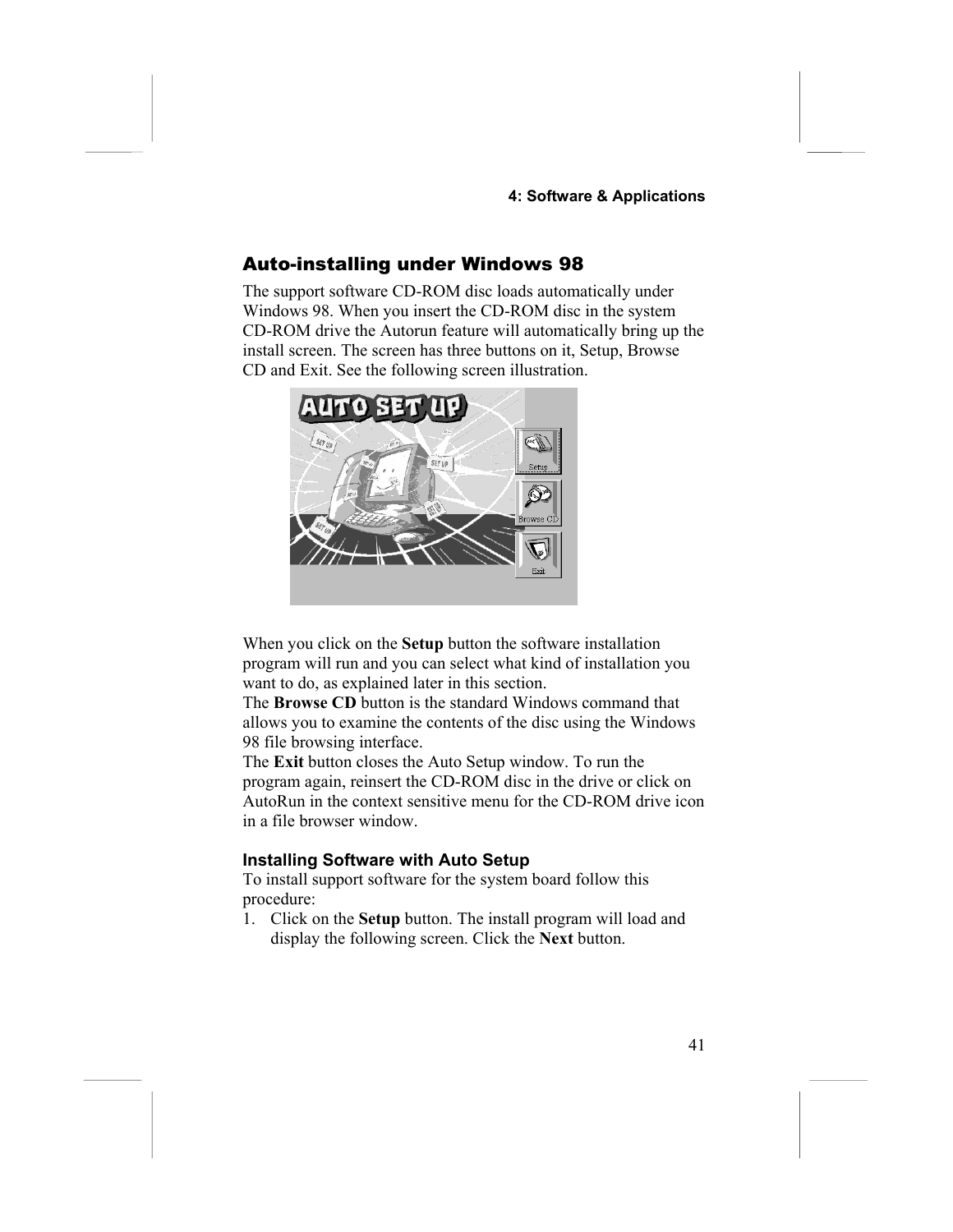## Auto-installing under Windows 98

The support software CD-ROM disc loads automatically under Windows 98. When you insert the CD-ROM disc in the system CD-ROM drive the Autorun feature will automatically bring up the install screen. The screen has three buttons on it, Setup, Browse CD and Exit. See the following screen illustration.

When you click on the **Setup** button the software installation program will run and you can select what kind of installation you want to do, as explained later in this section.
The **Browse CD** button is the standard Windows command that allows you to examine the contents of the disc using the Windows 98 file browsing interface.
The **Exit** button closes the Auto Setup window. To run the program again, reinsert the CD-ROM disc in the drive or click on AutoRun in the context sensitive menu for the CD-ROM drive icon in a file browser window.

### Installing Software with Auto Setup

To install support software for the system board follow this procedure:

1. Click on the **Setup** button. The install program will load and display the following screen. Click the **Next** button.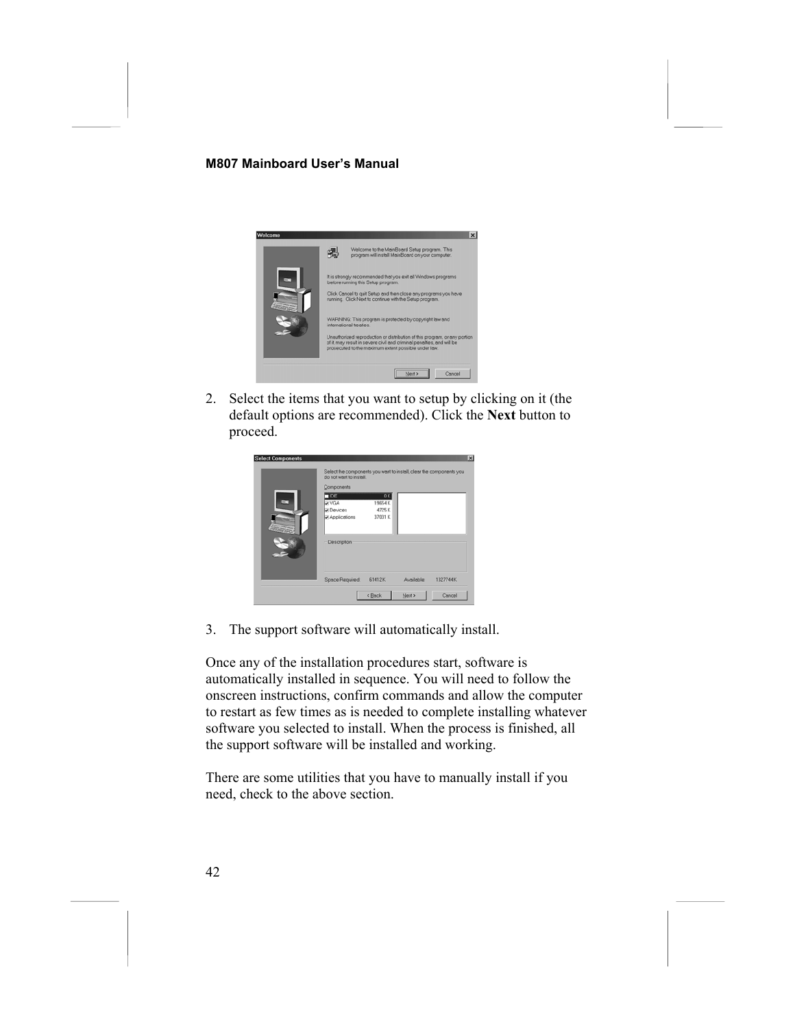2. Select the items that you want to setup by clicking on it (the default options are recommended). Click the **Next** button to proceed.

3. The support software will automatically install.

Once any of the installation procedures start, software is automatically installed in sequence. You will need to follow the onscreen instructions, confirm commands and allow the computer to restart as few times as is needed to complete installing whatever software you selected to install. When the process is finished, all the support software will be installed and working.

There are some utilities that you have to manually install if you need, check to the above section.